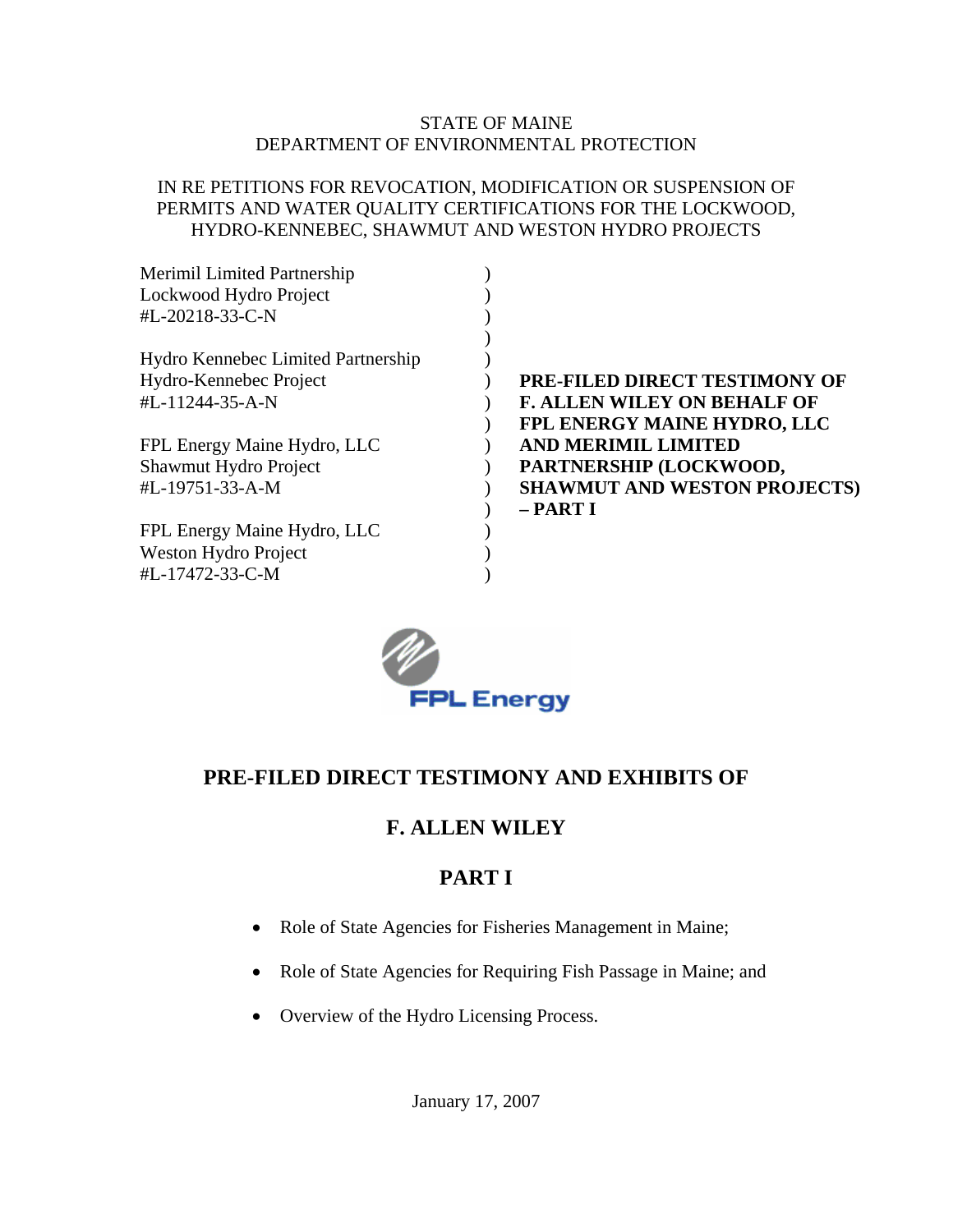STATE OF MAINE
DEPARTMENT OF ENVIRONMENTAL PROTECTION

IN RE PETITIONS FOR REVOCATION, MODIFICATION OR SUSPENSION OF PERMITS AND WATER QUALITY CERTIFICATIONS FOR THE LOCKWOOD, HYDRO-KENNEBEC, SHAWMUT AND WESTON HYDRO PROJECTS

| | | |
|---|---|---|
| Merimil Limited Partnership<br>Lockwood Hydro Project<br>#L-20218-33-C-N | ) | |
| Hydro Kennebec Limited Partnership<br>Hydro-Kennebec Project<br>#L-11244-35-A-N | ) | **PRE-FILED DIRECT TESTIMONY OF F. ALLEN WILEY ON BEHALF OF FPL ENERGY MAINE HYDRO, LLC AND MERIMIL LIMITED PARTNERSHIP (LOCKWOOD, SHAWMUT AND WESTON PROJECTS) – PART I** |
| FPL Energy Maine Hydro, LLC<br>Shawmut Hydro Project<br>#L-19751-33-A-M | ) | |
| FPL Energy Maine Hydro, LLC<br>Weston Hydro Project<br>#L-17472-33-C-M | ) | |

FPL Energy

# PRE-FILED DIRECT TESTIMONY AND EXHIBITS OF

# F. ALLEN WILEY

# PART I

- Role of State Agencies for Fisheries Management in Maine;
- Role of State Agencies for Requiring Fish Passage in Maine; and
- Overview of the Hydro Licensing Process.

January 17, 2007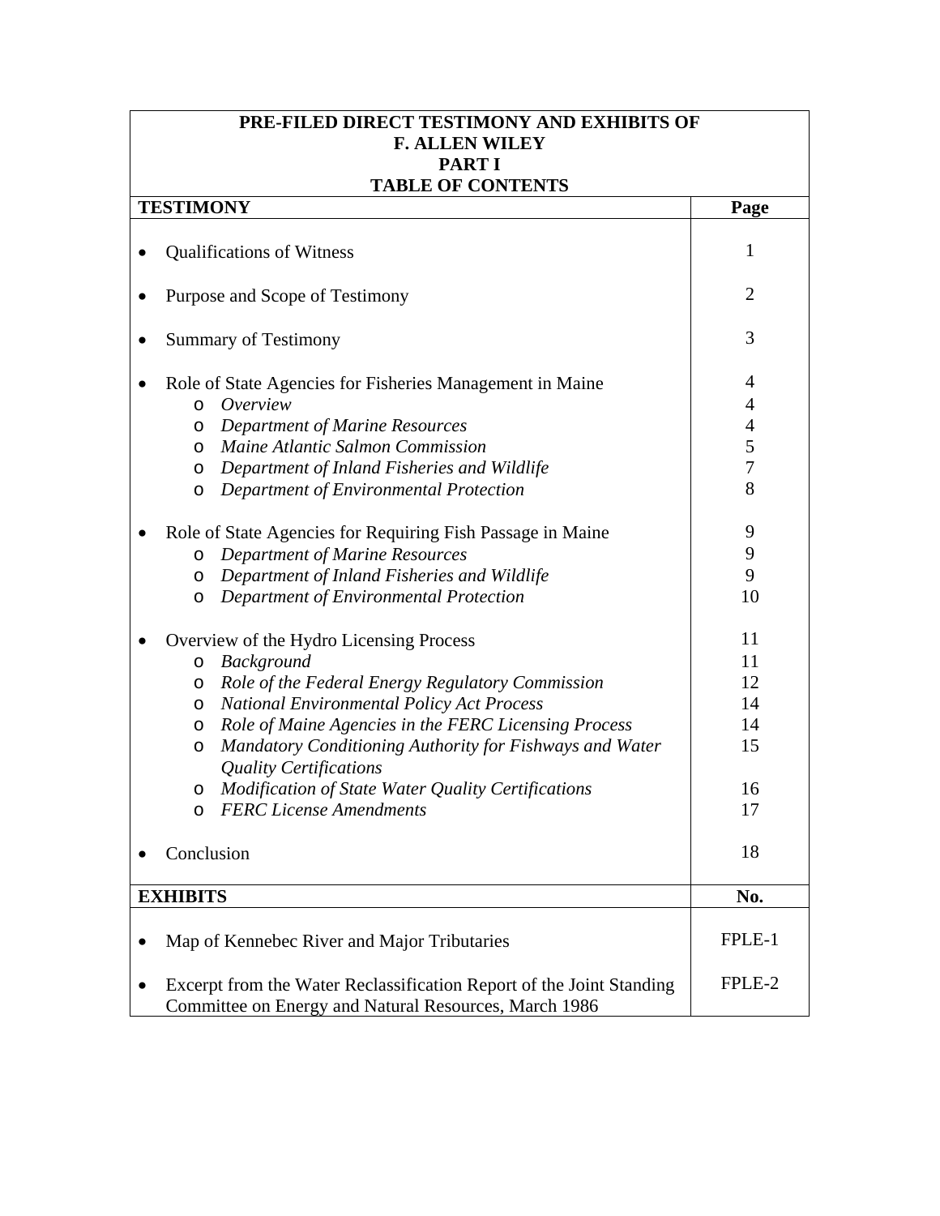# PRE-FILED DIRECT TESTIMONY AND EXHIBITS OF F. ALLEN WILEY PART I TABLE OF CONTENTS

| **TESTIMONY** | **Page** |
|---|---|
| • Qualifications of Witness | 1 |
| • Purpose and Scope of Testimony | 2 |
| • Summary of Testimony | 3 |
| • Role of State Agencies for Fisheries Management in Maine | 4 |
| o *Overview* | 4 |
| o *Department of Marine Resources* | 4 |
| o *Maine Atlantic Salmon Commission* | 5 |
| o *Department of Inland Fisheries and Wildlife* | 7 |
| o *Department of Environmental Protection* | 8 |
| • Role of State Agencies for Requiring Fish Passage in Maine | 9 |
| o *Department of Marine Resources* | 9 |
| o *Department of Inland Fisheries and Wildlife* | 9 |
| o *Department of Environmental Protection* | 10 |
| • Overview of the Hydro Licensing Process | 11 |
| o *Background* | 11 |
| o *Role of the Federal Energy Regulatory Commission* | 12 |
| o *National Environmental Policy Act Process* | 14 |
| o *Role of Maine Agencies in the FERC Licensing Process* | 14 |
| o *Mandatory Conditioning Authority for Fishways and Water Quality Certifications* | 15 |
| o *Modification of State Water Quality Certifications* | 16 |
| o *FERC License Amendments* | 17 |
| • Conclusion | 18 |

| **EXHIBITS** | **No.** |
|---|---|
| • Map of Kennebec River and Major Tributaries | FPLE-1 |
| • Excerpt from the Water Reclassification Report of the Joint Standing Committee on Energy and Natural Resources, March 1986 | FPLE-2 |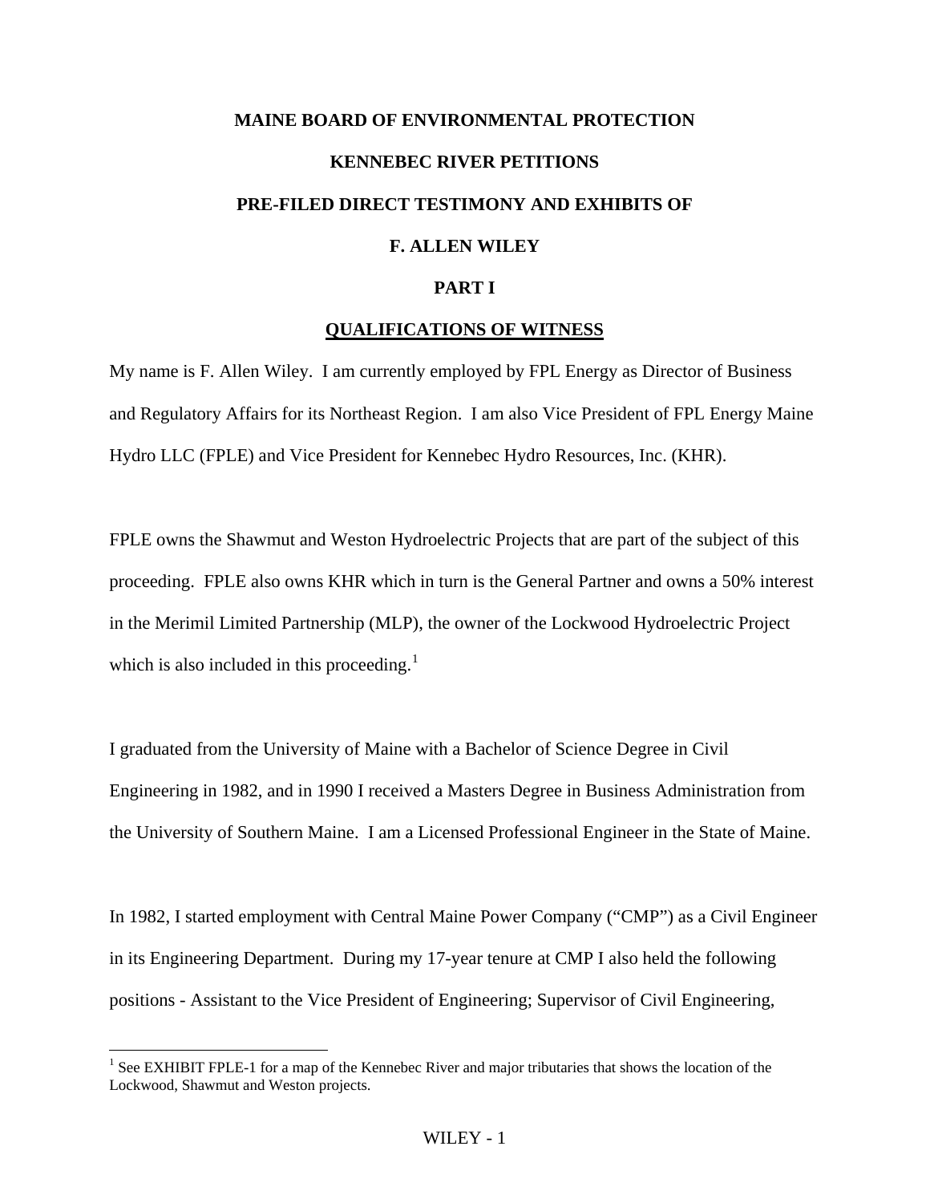# MAINE BOARD OF ENVIRONMENTAL PROTECTION

# KENNEBEC RIVER PETITIONS

# PRE-FILED DIRECT TESTIMONY AND EXHIBITS OF

# F. ALLEN WILEY

## PART I

## QUALIFICATIONS OF WITNESS

My name is F. Allen Wiley. I am currently employed by FPL Energy as Director of Business and Regulatory Affairs for its Northeast Region. I am also Vice President of FPL Energy Maine Hydro LLC (FPLE) and Vice President for Kennebec Hydro Resources, Inc. (KHR).

FPLE owns the Shawmut and Weston Hydroelectric Projects that are part of the subject of this proceeding. FPLE also owns KHR which in turn is the General Partner and owns a 50% interest in the Merimil Limited Partnership (MLP), the owner of the Lockwood Hydroelectric Project which is also included in this proceeding.[1]

I graduated from the University of Maine with a Bachelor of Science Degree in Civil Engineering in 1982, and in 1990 I received a Masters Degree in Business Administration from the University of Southern Maine. I am a Licensed Professional Engineer in the State of Maine.

In 1982, I started employment with Central Maine Power Company ("CMP") as a Civil Engineer in its Engineering Department. During my 17-year tenure at CMP I also held the following positions - Assistant to the Vice President of Engineering; Supervisor of Civil Engineering,

---

[1] See EXHIBIT FPLE-1 for a map of the Kennebec River and major tributaries that shows the location of the Lockwood, Shawmut and Weston projects.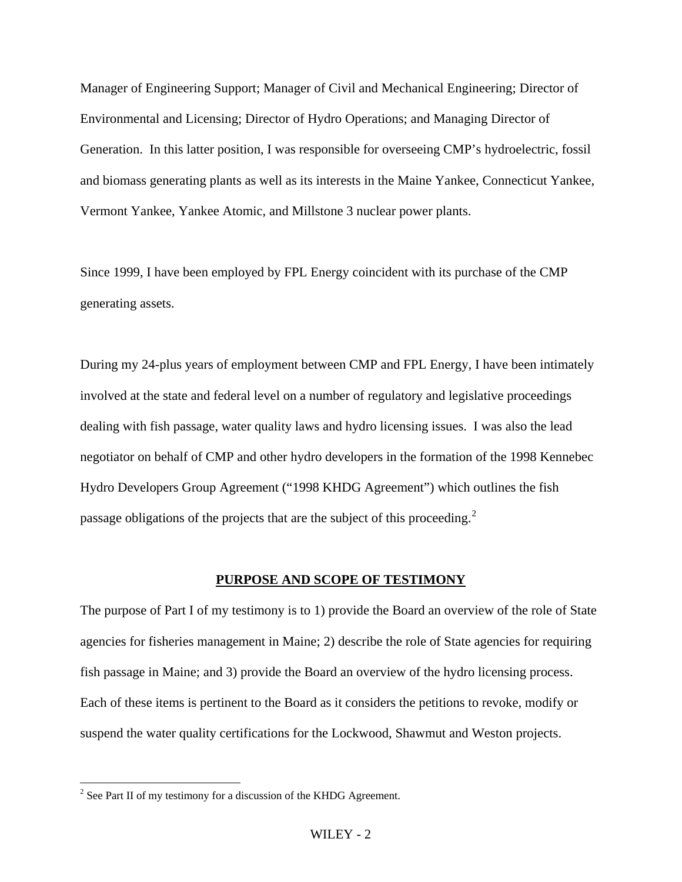Manager of Engineering Support; Manager of Civil and Mechanical Engineering; Director of Environmental and Licensing; Director of Hydro Operations; and Managing Director of Generation. In this latter position, I was responsible for overseeing CMP's hydroelectric, fossil and biomass generating plants as well as its interests in the Maine Yankee, Connecticut Yankee, Vermont Yankee, Yankee Atomic, and Millstone 3 nuclear power plants.

Since 1999, I have been employed by FPL Energy coincident with its purchase of the CMP generating assets.

During my 24-plus years of employment between CMP and FPL Energy, I have been intimately involved at the state and federal level on a number of regulatory and legislative proceedings dealing with fish passage, water quality laws and hydro licensing issues. I was also the lead negotiator on behalf of CMP and other hydro developers in the formation of the 1998 Kennebec Hydro Developers Group Agreement ("1998 KHDG Agreement") which outlines the fish passage obligations of the projects that are the subject of this proceeding.[2]

## PURPOSE AND SCOPE OF TESTIMONY

The purpose of Part I of my testimony is to 1) provide the Board an overview of the role of State agencies for fisheries management in Maine; 2) describe the role of State agencies for requiring fish passage in Maine; and 3) provide the Board an overview of the hydro licensing process. Each of these items is pertinent to the Board as it considers the petitions to revoke, modify or suspend the water quality certifications for the Lockwood, Shawmut and Weston projects.

[2] See Part II of my testimony for a discussion of the KHDG Agreement.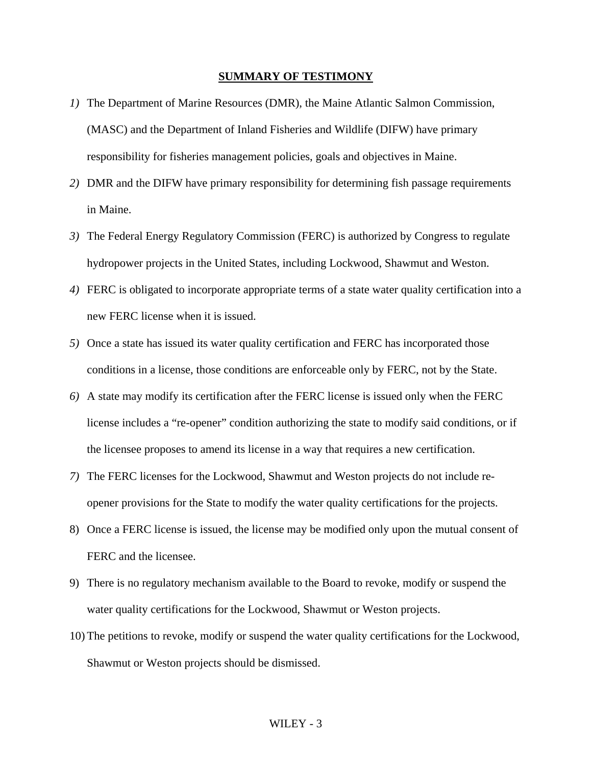## SUMMARY OF TESTIMONY

1) The Department of Marine Resources (DMR), the Maine Atlantic Salmon Commission, (MASC) and the Department of Inland Fisheries and Wildlife (DIFW) have primary responsibility for fisheries management policies, goals and objectives in Maine.
2) DMR and the DIFW have primary responsibility for determining fish passage requirements in Maine.
3) The Federal Energy Regulatory Commission (FERC) is authorized by Congress to regulate hydropower projects in the United States, including Lockwood, Shawmut and Weston.
4) FERC is obligated to incorporate appropriate terms of a state water quality certification into a new FERC license when it is issued.
5) Once a state has issued its water quality certification and FERC has incorporated those conditions in a license, those conditions are enforceable only by FERC, not by the State.
6) A state may modify its certification after the FERC license is issued only when the FERC license includes a "re-opener" condition authorizing the state to modify said conditions, or if the licensee proposes to amend its license in a way that requires a new certification.
7) The FERC licenses for the Lockwood, Shawmut and Weston projects do not include re-opener provisions for the State to modify the water quality certifications for the projects.
8) Once a FERC license is issued, the license may be modified only upon the mutual consent of FERC and the licensee.
9) There is no regulatory mechanism available to the Board to revoke, modify or suspend the water quality certifications for the Lockwood, Shawmut or Weston projects.
10) The petitions to revoke, modify or suspend the water quality certifications for the Lockwood, Shawmut or Weston projects should be dismissed.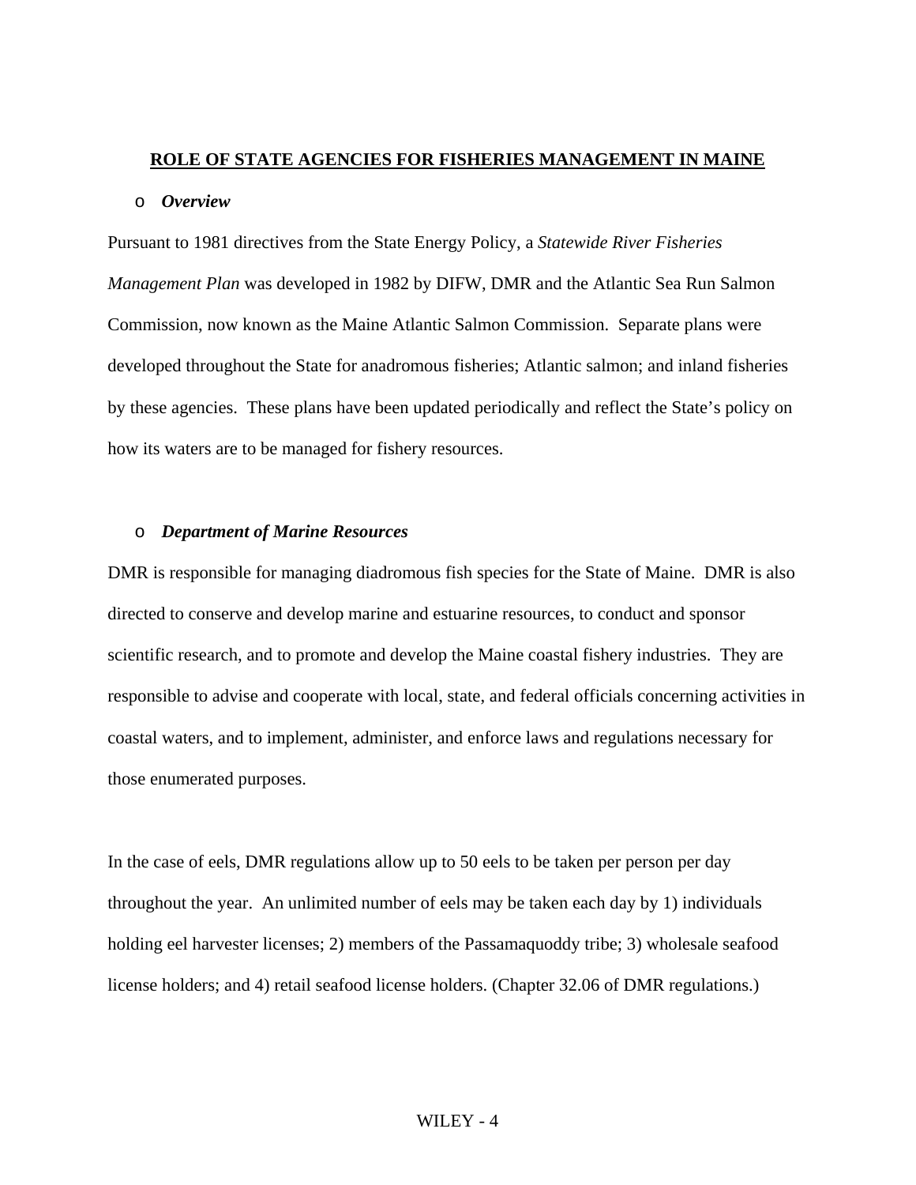## ROLE OF STATE AGENCIES FOR FISHERIES MANAGEMENT IN MAINE

- ***Overview***

Pursuant to 1981 directives from the State Energy Policy, a *Statewide River Fisheries Management Plan* was developed in 1982 by DIFW, DMR and the Atlantic Sea Run Salmon Commission, now known as the Maine Atlantic Salmon Commission. Separate plans were developed throughout the State for anadromous fisheries; Atlantic salmon; and inland fisheries by these agencies. These plans have been updated periodically and reflect the State's policy on how its waters are to be managed for fishery resources.

- ***Department of Marine Resources***

DMR is responsible for managing diadromous fish species for the State of Maine. DMR is also directed to conserve and develop marine and estuarine resources, to conduct and sponsor scientific research, and to promote and develop the Maine coastal fishery industries. They are responsible to advise and cooperate with local, state, and federal officials concerning activities in coastal waters, and to implement, administer, and enforce laws and regulations necessary for those enumerated purposes.

In the case of eels, DMR regulations allow up to 50 eels to be taken per person per day throughout the year. An unlimited number of eels may be taken each day by 1) individuals holding eel harvester licenses; 2) members of the Passamaquoddy tribe; 3) wholesale seafood license holders; and 4) retail seafood license holders. (Chapter 32.06 of DMR regulations.)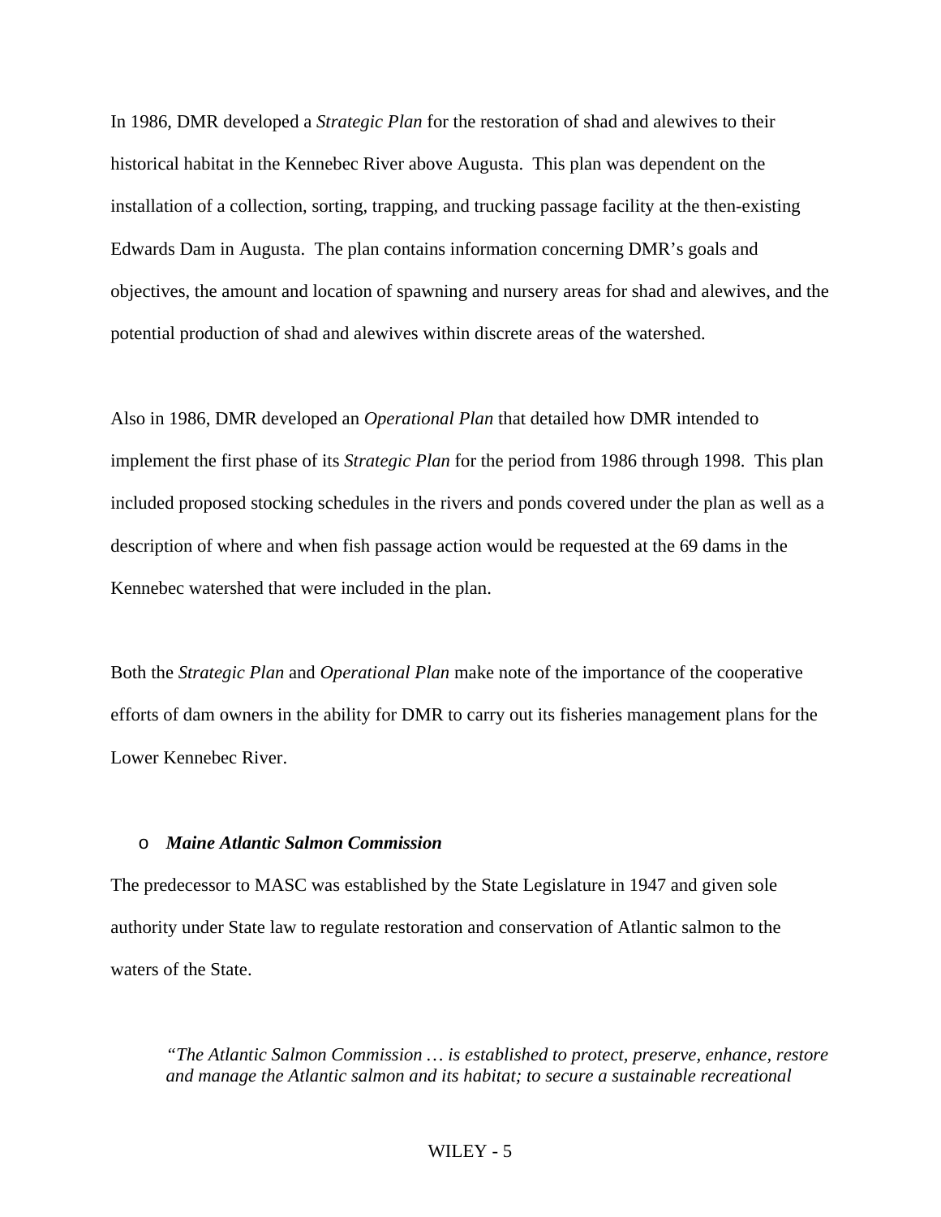In 1986, DMR developed a *Strategic Plan* for the restoration of shad and alewives to their historical habitat in the Kennebec River above Augusta. This plan was dependent on the installation of a collection, sorting, trapping, and trucking passage facility at the then-existing Edwards Dam in Augusta. The plan contains information concerning DMR's goals and objectives, the amount and location of spawning and nursery areas for shad and alewives, and the potential production of shad and alewives within discrete areas of the watershed.

Also in 1986, DMR developed an *Operational Plan* that detailed how DMR intended to implement the first phase of its *Strategic Plan* for the period from 1986 through 1998. This plan included proposed stocking schedules in the rivers and ponds covered under the plan as well as a description of where and when fish passage action would be requested at the 69 dams in the Kennebec watershed that were included in the plan.

Both the *Strategic Plan* and *Operational Plan* make note of the importance of the cooperative efforts of dam owners in the ability for DMR to carry out its fisheries management plans for the Lower Kennebec River.

- ***Maine Atlantic Salmon Commission***

The predecessor to MASC was established by the State Legislature in 1947 and given sole authority under State law to regulate restoration and conservation of Atlantic salmon to the waters of the State.

> *"The Atlantic Salmon Commission … is established to protect, preserve, enhance, restore and manage the Atlantic salmon and its habitat; to secure a sustainable recreational*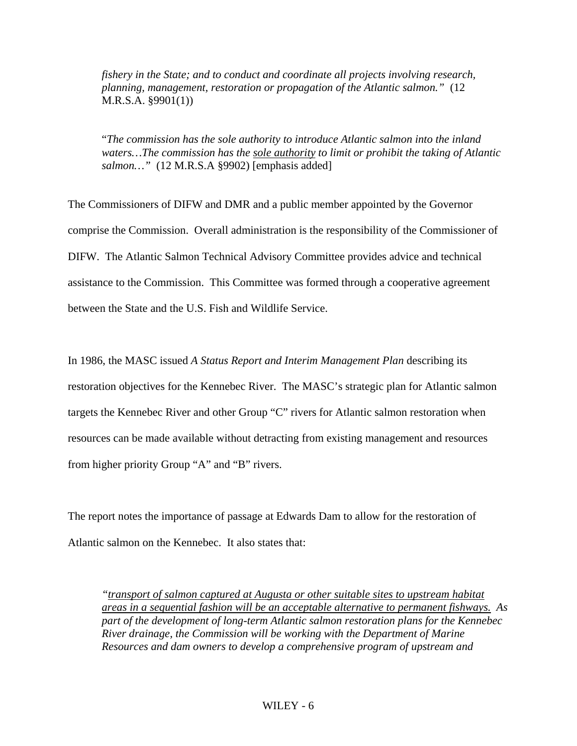> *fishery in the State; and to conduct and coordinate all projects involving research, planning, management, restoration or propagation of the Atlantic salmon."* (12 M.R.S.A. §9901(1))

> "*The commission has the sole authority to introduce Atlantic salmon into the inland waters…The commission has the <u>sole authority</u> to limit or prohibit the taking of Atlantic salmon…"* (12 M.R.S.A §9902) [emphasis added]

The Commissioners of DIFW and DMR and a public member appointed by the Governor comprise the Commission. Overall administration is the responsibility of the Commissioner of DIFW. The Atlantic Salmon Technical Advisory Committee provides advice and technical assistance to the Commission. This Committee was formed through a cooperative agreement between the State and the U.S. Fish and Wildlife Service.

In 1986, the MASC issued *A Status Report and Interim Management Plan* describing its restoration objectives for the Kennebec River. The MASC's strategic plan for Atlantic salmon targets the Kennebec River and other Group "C" rivers for Atlantic salmon restoration when resources can be made available without detracting from existing management and resources from higher priority Group "A" and "B" rivers.

The report notes the importance of passage at Edwards Dam to allow for the restoration of Atlantic salmon on the Kennebec. It also states that:

> *"<u>transport of salmon captured at Augusta or other suitable sites to upstream habitat areas in a sequential fashion will be an acceptable alternative to permanent fishways.</u> As part of the development of long-term Atlantic salmon restoration plans for the Kennebec River drainage, the Commission will be working with the Department of Marine Resources and dam owners to develop a comprehensive program of upstream and*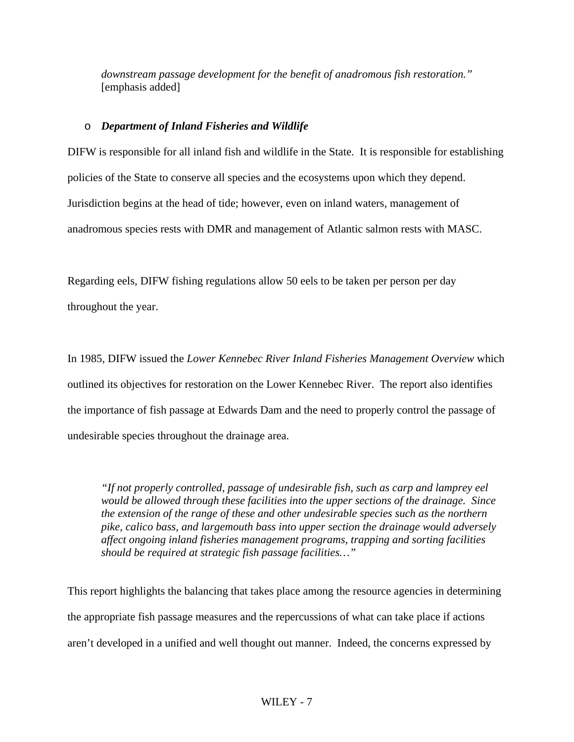*downstream passage development for the benefit of anadromous fish restoration."* [emphasis added]

- ***Department of Inland Fisheries and Wildlife***

DIFW is responsible for all inland fish and wildlife in the State. It is responsible for establishing policies of the State to conserve all species and the ecosystems upon which they depend. Jurisdiction begins at the head of tide; however, even on inland waters, management of anadromous species rests with DMR and management of Atlantic salmon rests with MASC.

Regarding eels, DIFW fishing regulations allow 50 eels to be taken per person per day throughout the year.

In 1985, DIFW issued the *Lower Kennebec River Inland Fisheries Management Overview* which outlined its objectives for restoration on the Lower Kennebec River. The report also identifies the importance of fish passage at Edwards Dam and the need to properly control the passage of undesirable species throughout the drainage area.

> *"If not properly controlled, passage of undesirable fish, such as carp and lamprey eel would be allowed through these facilities into the upper sections of the drainage. Since the extension of the range of these and other undesirable species such as the northern pike, calico bass, and largemouth bass into upper section the drainage would adversely affect ongoing inland fisheries management programs, trapping and sorting facilities should be required at strategic fish passage facilities…"*

This report highlights the balancing that takes place among the resource agencies in determining the appropriate fish passage measures and the repercussions of what can take place if actions aren't developed in a unified and well thought out manner. Indeed, the concerns expressed by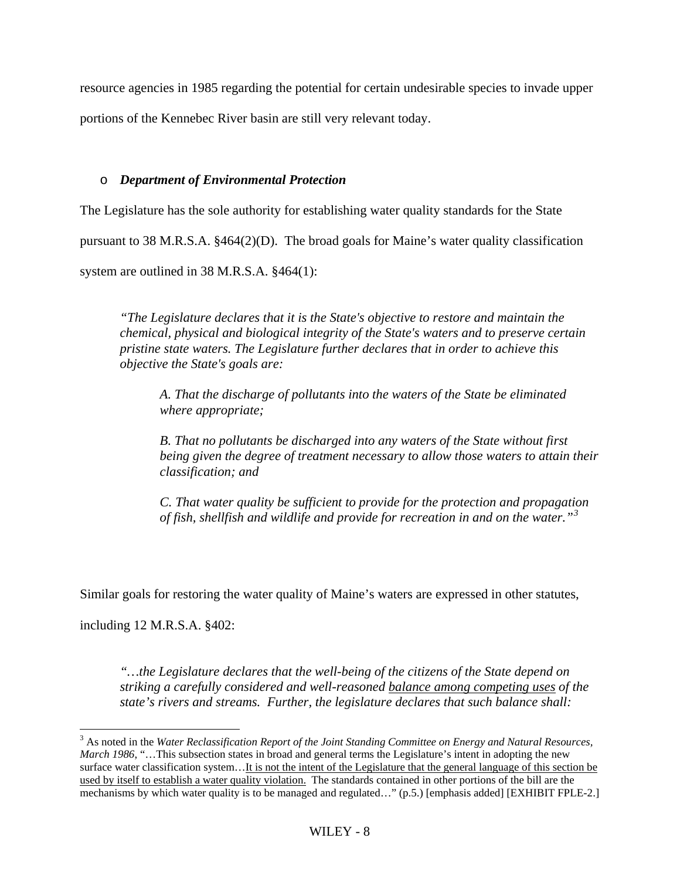resource agencies in 1985 regarding the potential for certain undesirable species to invade upper portions of the Kennebec River basin are still very relevant today.

- ***Department of Environmental Protection***

The Legislature has the sole authority for establishing water quality standards for the State pursuant to 38 M.R.S.A. §464(2)(D). The broad goals for Maine's water quality classification system are outlined in 38 M.R.S.A. §464(1):

> *"The Legislature declares that it is the State's objective to restore and maintain the chemical, physical and biological integrity of the State's waters and to preserve certain pristine state waters. The Legislature further declares that in order to achieve this objective the State's goals are:*
>
> > *A. That the discharge of pollutants into the waters of the State be eliminated where appropriate;*
> >
> > *B. That no pollutants be discharged into any waters of the State without first being given the degree of treatment necessary to allow those waters to attain their classification; and*
> >
> > *C. That water quality be sufficient to provide for the protection and propagation of fish, shellfish and wildlife and provide for recreation in and on the water."*[3]

Similar goals for restoring the water quality of Maine's waters are expressed in other statutes, including 12 M.R.S.A. §402:

> *"…the Legislature declares that the well-being of the citizens of the State depend on striking a carefully considered and well-reasoned <u>balance among competing uses</u> of the state's rivers and streams. Further, the legislature declares that such balance shall:*

---

[3] As noted in the *Water Reclassification Report of the Joint Standing Committee on Energy and Natural Resources, March 1986*, "…This subsection states in broad and general terms the Legislature's intent in adopting the new surface water classification system…<u>It is not the intent of the Legislature that the general language of this section be used by itself to establish a water quality violation.</u> The standards contained in other portions of the bill are the mechanisms by which water quality is to be managed and regulated…" (p.5.) [emphasis added] [EXHIBIT FPLE-2.]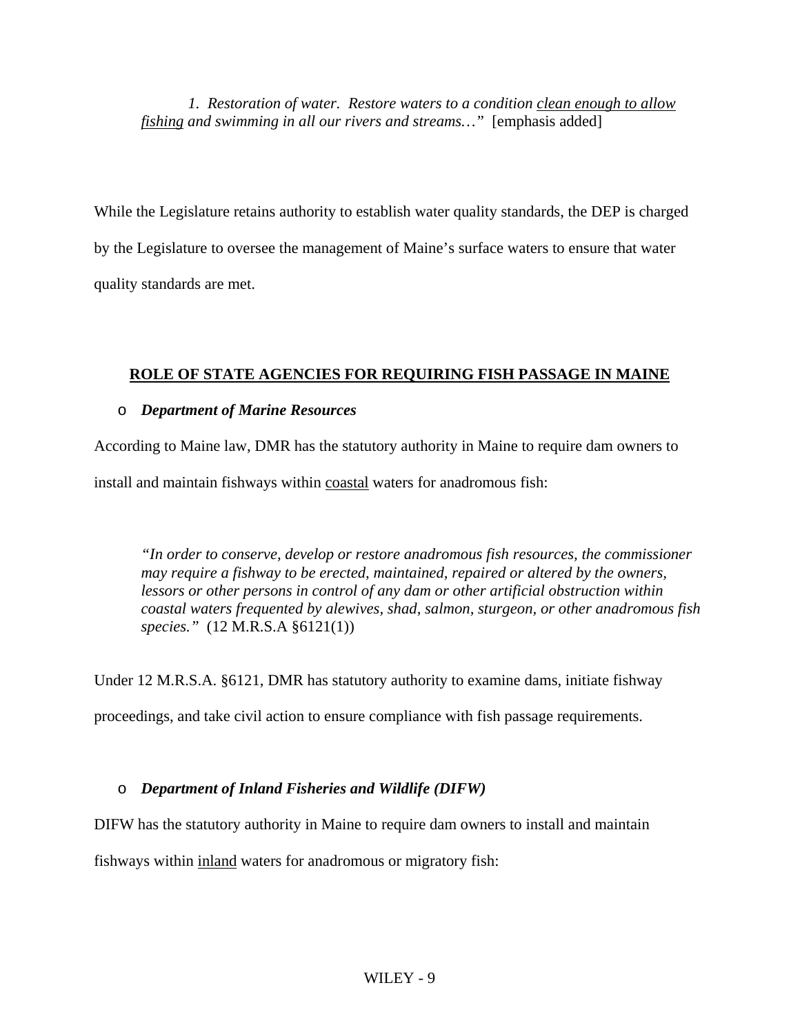> *1. Restoration of water. Restore waters to a condition <u>clean enough to allow fishing</u> and swimming in all our rivers and streams…"* [emphasis added]

While the Legislature retains authority to establish water quality standards, the DEP is charged by the Legislature to oversee the management of Maine's surface waters to ensure that water quality standards are met.

## <u>ROLE OF STATE AGENCIES FOR REQUIRING FISH PASSAGE IN MAINE</u>

- ***Department of Marine Resources***

According to Maine law, DMR has the statutory authority in Maine to require dam owners to install and maintain fishways within <u>coastal</u> waters for anadromous fish:

> *"In order to conserve, develop or restore anadromous fish resources, the commissioner may require a fishway to be erected, maintained, repaired or altered by the owners, lessors or other persons in control of any dam or other artificial obstruction within coastal waters frequented by alewives, shad, salmon, sturgeon, or other anadromous fish species."* (12 M.R.S.A §6121(1))

Under 12 M.R.S.A. §6121, DMR has statutory authority to examine dams, initiate fishway proceedings, and take civil action to ensure compliance with fish passage requirements.

- ***Department of Inland Fisheries and Wildlife (DIFW)***

DIFW has the statutory authority in Maine to require dam owners to install and maintain fishways within <u>inland</u> waters for anadromous or migratory fish: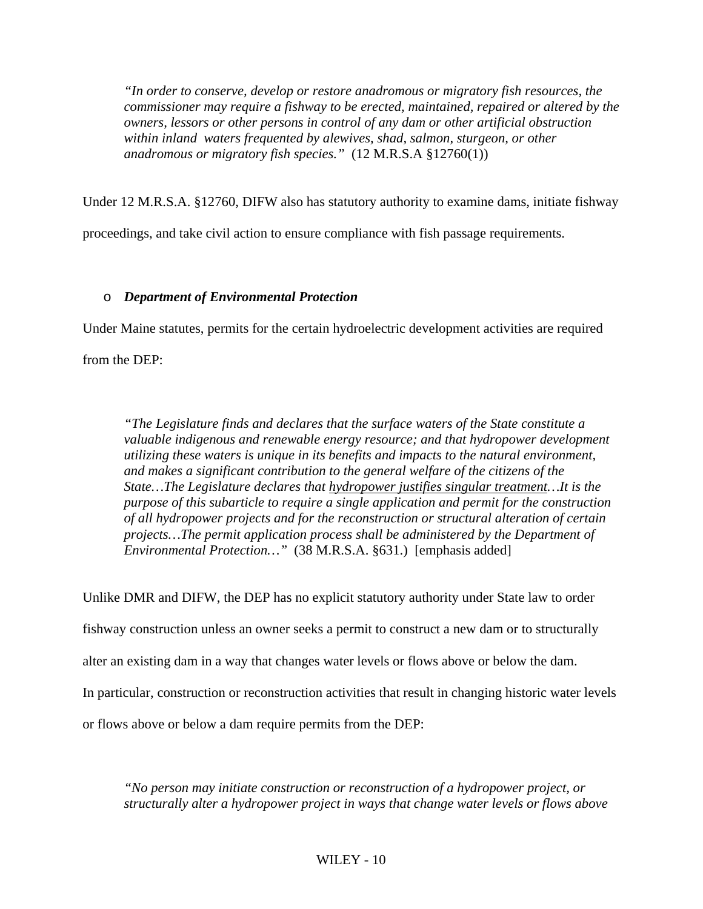*"In order to conserve, develop or restore anadromous or migratory fish resources, the commissioner may require a fishway to be erected, maintained, repaired or altered by the owners, lessors or other persons in control of any dam or other artificial obstruction within inland waters frequented by alewives, shad, salmon, sturgeon, or other anadromous or migratory fish species."* (12 M.R.S.A §12760(1))

Under 12 M.R.S.A. §12760, DIFW also has statutory authority to examine dams, initiate fishway proceedings, and take civil action to ensure compliance with fish passage requirements.

- ***Department of Environmental Protection***

Under Maine statutes, permits for the certain hydroelectric development activities are required from the DEP:

*"The Legislature finds and declares that the surface waters of the State constitute a valuable indigenous and renewable energy resource; and that hydropower development utilizing these waters is unique in its benefits and impacts to the natural environment, and makes a significant contribution to the general welfare of the citizens of the State…The Legislature declares that <u>hydropower justifies singular treatment</u>…It is the purpose of this subarticle to require a single application and permit for the construction of all hydropower projects and for the reconstruction or structural alteration of certain projects…The permit application process shall be administered by the Department of Environmental Protection…"* (38 M.R.S.A. §631.) [emphasis added]

Unlike DMR and DIFW, the DEP has no explicit statutory authority under State law to order fishway construction unless an owner seeks a permit to construct a new dam or to structurally alter an existing dam in a way that changes water levels or flows above or below the dam. In particular, construction or reconstruction activities that result in changing historic water levels or flows above or below a dam require permits from the DEP:

*"No person may initiate construction or reconstruction of a hydropower project, or structurally alter a hydropower project in ways that change water levels or flows above*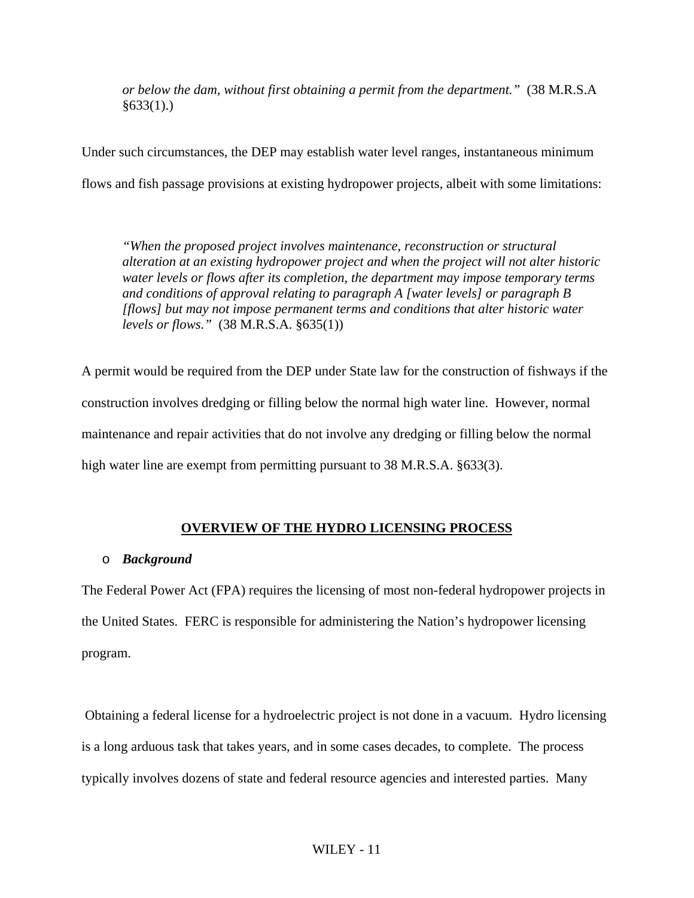> *or below the dam, without first obtaining a permit from the department."* (38 M.R.S.A §633(1).)

Under such circumstances, the DEP may establish water level ranges, instantaneous minimum flows and fish passage provisions at existing hydropower projects, albeit with some limitations:

> *"When the proposed project involves maintenance, reconstruction or structural alteration at an existing hydropower project and when the project will not alter historic water levels or flows after its completion, the department may impose temporary terms and conditions of approval relating to paragraph A [water levels] or paragraph B [flows] but may not impose permanent terms and conditions that alter historic water levels or flows."* (38 M.R.S.A. §635(1))

A permit would be required from the DEP under State law for the construction of fishways if the construction involves dredging or filling below the normal high water line. However, normal maintenance and repair activities that do not involve any dredging or filling below the normal high water line are exempt from permitting pursuant to 38 M.R.S.A. §633(3).

## OVERVIEW OF THE HYDRO LICENSING PROCESS

- ***Background***

The Federal Power Act (FPA) requires the licensing of most non-federal hydropower projects in the United States. FERC is responsible for administering the Nation's hydropower licensing program.

Obtaining a federal license for a hydroelectric project is not done in a vacuum. Hydro licensing is a long arduous task that takes years, and in some cases decades, to complete. The process typically involves dozens of state and federal resource agencies and interested parties. Many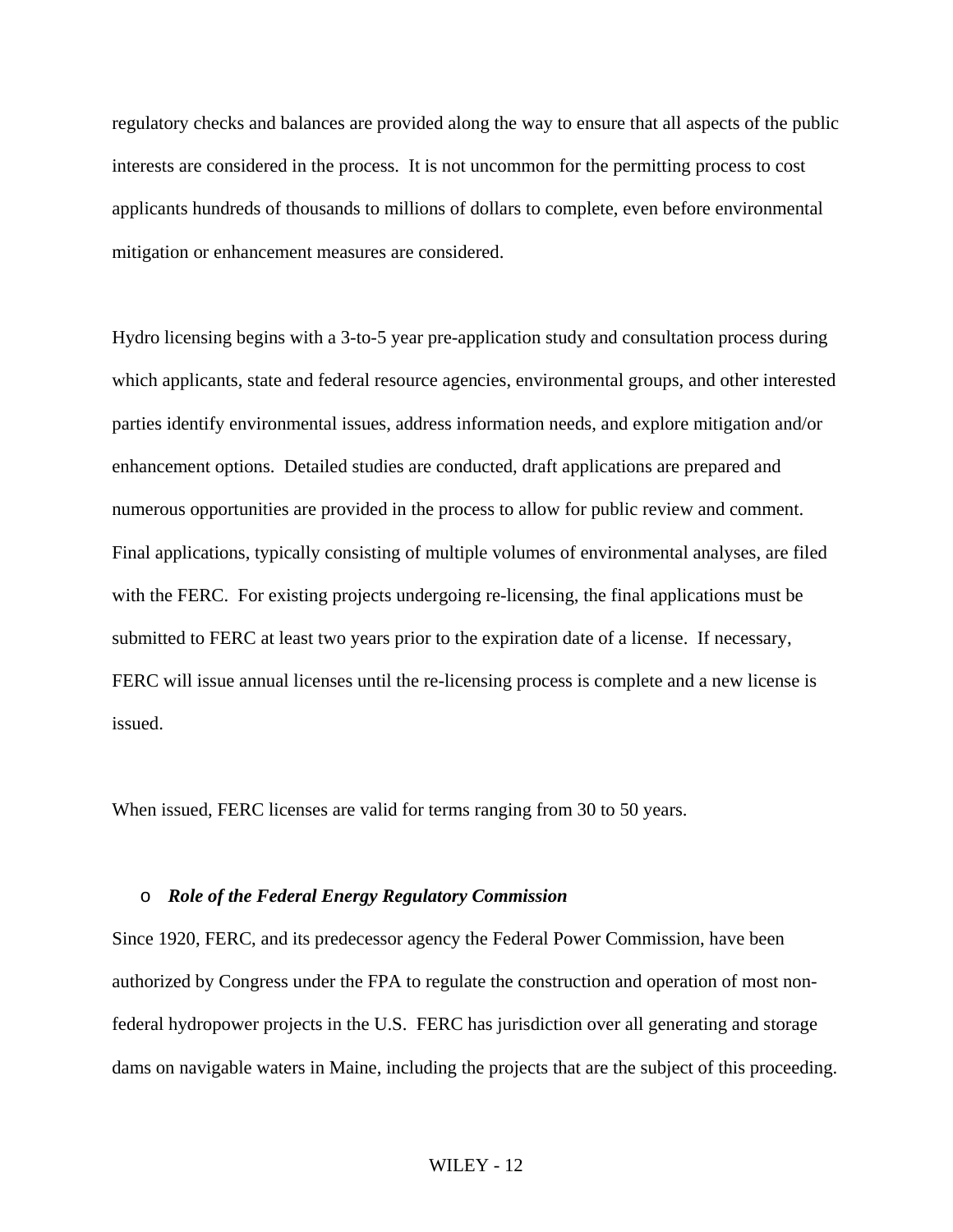regulatory checks and balances are provided along the way to ensure that all aspects of the public interests are considered in the process. It is not uncommon for the permitting process to cost applicants hundreds of thousands to millions of dollars to complete, even before environmental mitigation or enhancement measures are considered.

Hydro licensing begins with a 3-to-5 year pre-application study and consultation process during which applicants, state and federal resource agencies, environmental groups, and other interested parties identify environmental issues, address information needs, and explore mitigation and/or enhancement options. Detailed studies are conducted, draft applications are prepared and numerous opportunities are provided in the process to allow for public review and comment. Final applications, typically consisting of multiple volumes of environmental analyses, are filed with the FERC. For existing projects undergoing re-licensing, the final applications must be submitted to FERC at least two years prior to the expiration date of a license. If necessary, FERC will issue annual licenses until the re-licensing process is complete and a new license is issued.

When issued, FERC licenses are valid for terms ranging from 30 to 50 years.

- ***Role of the Federal Energy Regulatory Commission***

Since 1920, FERC, and its predecessor agency the Federal Power Commission, have been authorized by Congress under the FPA to regulate the construction and operation of most non-federal hydropower projects in the U.S. FERC has jurisdiction over all generating and storage dams on navigable waters in Maine, including the projects that are the subject of this proceeding.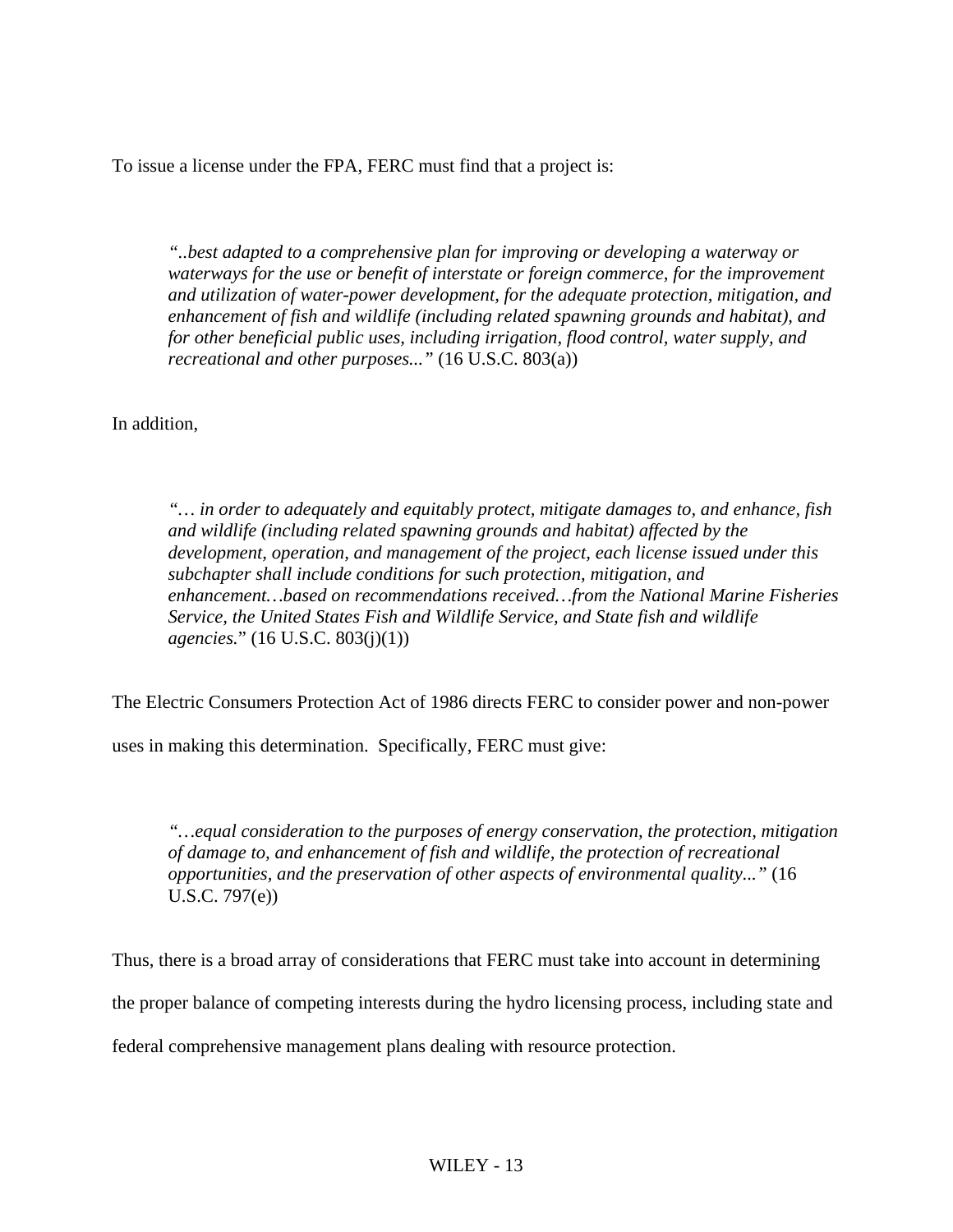To issue a license under the FPA, FERC must find that a project is:

> *"..best adapted to a comprehensive plan for improving or developing a waterway or waterways for the use or benefit of interstate or foreign commerce, for the improvement and utilization of water-power development, for the adequate protection, mitigation, and enhancement of fish and wildlife (including related spawning grounds and habitat), and for other beneficial public uses, including irrigation, flood control, water supply, and recreational and other purposes..."* (16 U.S.C. 803(a))

In addition,

> *"… in order to adequately and equitably protect, mitigate damages to, and enhance, fish and wildlife (including related spawning grounds and habitat) affected by the development, operation, and management of the project, each license issued under this subchapter shall include conditions for such protection, mitigation, and enhancement…based on recommendations received…from the National Marine Fisheries Service, the United States Fish and Wildlife Service, and State fish and wildlife agencies.*" (16 U.S.C. 803(j)(1))

The Electric Consumers Protection Act of 1986 directs FERC to consider power and non-power uses in making this determination. Specifically, FERC must give:

> *"…equal consideration to the purposes of energy conservation, the protection, mitigation of damage to, and enhancement of fish and wildlife, the protection of recreational opportunities, and the preservation of other aspects of environmental quality..."* (16 U.S.C. 797(e))

Thus, there is a broad array of considerations that FERC must take into account in determining the proper balance of competing interests during the hydro licensing process, including state and federal comprehensive management plans dealing with resource protection.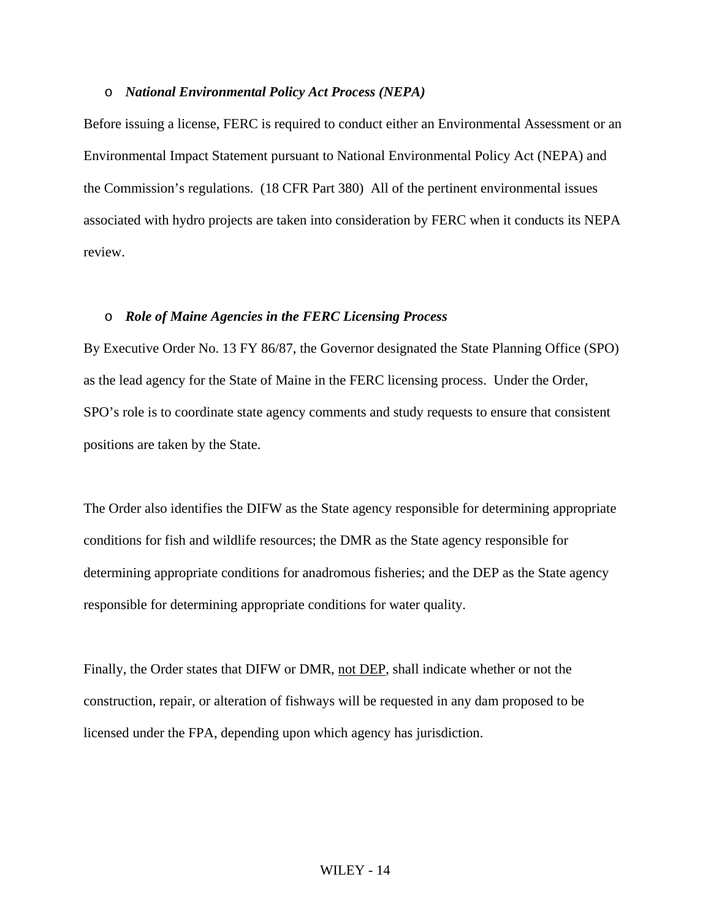- ***National Environmental Policy Act Process (NEPA)***

Before issuing a license, FERC is required to conduct either an Environmental Assessment or an Environmental Impact Statement pursuant to National Environmental Policy Act (NEPA) and the Commission's regulations. (18 CFR Part 380) All of the pertinent environmental issues associated with hydro projects are taken into consideration by FERC when it conducts its NEPA review.

- ***Role of Maine Agencies in the FERC Licensing Process***

By Executive Order No. 13 FY 86/87, the Governor designated the State Planning Office (SPO) as the lead agency for the State of Maine in the FERC licensing process. Under the Order, SPO's role is to coordinate state agency comments and study requests to ensure that consistent positions are taken by the State.

The Order also identifies the DIFW as the State agency responsible for determining appropriate conditions for fish and wildlife resources; the DMR as the State agency responsible for determining appropriate conditions for anadromous fisheries; and the DEP as the State agency responsible for determining appropriate conditions for water quality.

Finally, the Order states that DIFW or DMR, <u>not DEP</u>, shall indicate whether or not the construction, repair, or alteration of fishways will be requested in any dam proposed to be licensed under the FPA, depending upon which agency has jurisdiction.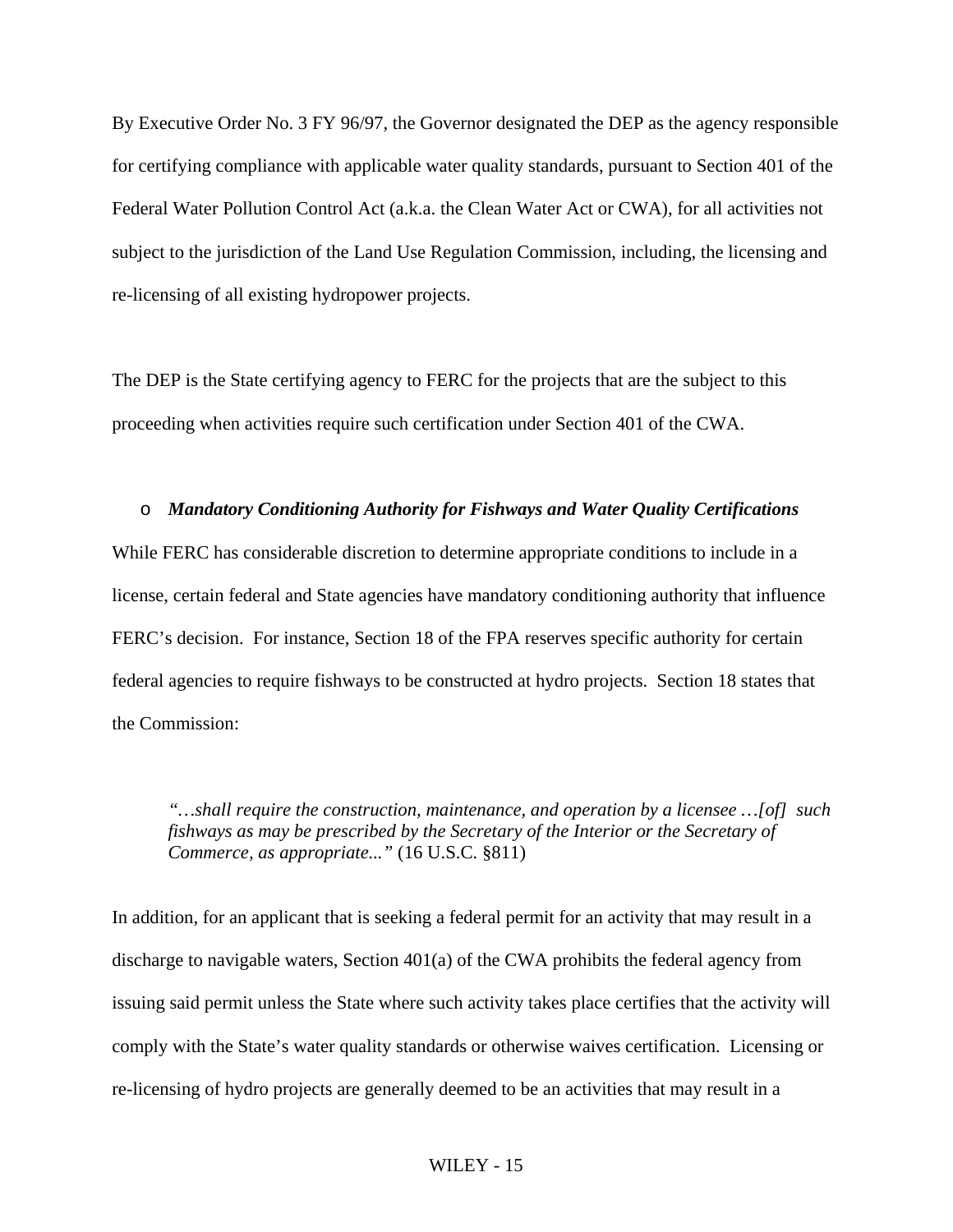By Executive Order No. 3 FY 96/97, the Governor designated the DEP as the agency responsible for certifying compliance with applicable water quality standards, pursuant to Section 401 of the Federal Water Pollution Control Act (a.k.a. the Clean Water Act or CWA), for all activities not subject to the jurisdiction of the Land Use Regulation Commission, including, the licensing and re-licensing of all existing hydropower projects.

The DEP is the State certifying agency to FERC for the projects that are the subject to this proceeding when activities require such certification under Section 401 of the CWA.

- ***Mandatory Conditioning Authority for Fishways and Water Quality Certifications***

While FERC has considerable discretion to determine appropriate conditions to include in a license, certain federal and State agencies have mandatory conditioning authority that influence FERC's decision. For instance, Section 18 of the FPA reserves specific authority for certain federal agencies to require fishways to be constructed at hydro projects. Section 18 states that the Commission:

> *"…shall require the construction, maintenance, and operation by a licensee …[of] such fishways as may be prescribed by the Secretary of the Interior or the Secretary of Commerce, as appropriate..."* (16 U.S.C. §811)

In addition, for an applicant that is seeking a federal permit for an activity that may result in a discharge to navigable waters, Section 401(a) of the CWA prohibits the federal agency from issuing said permit unless the State where such activity takes place certifies that the activity will comply with the State's water quality standards or otherwise waives certification. Licensing or re-licensing of hydro projects are generally deemed to be an activities that may result in a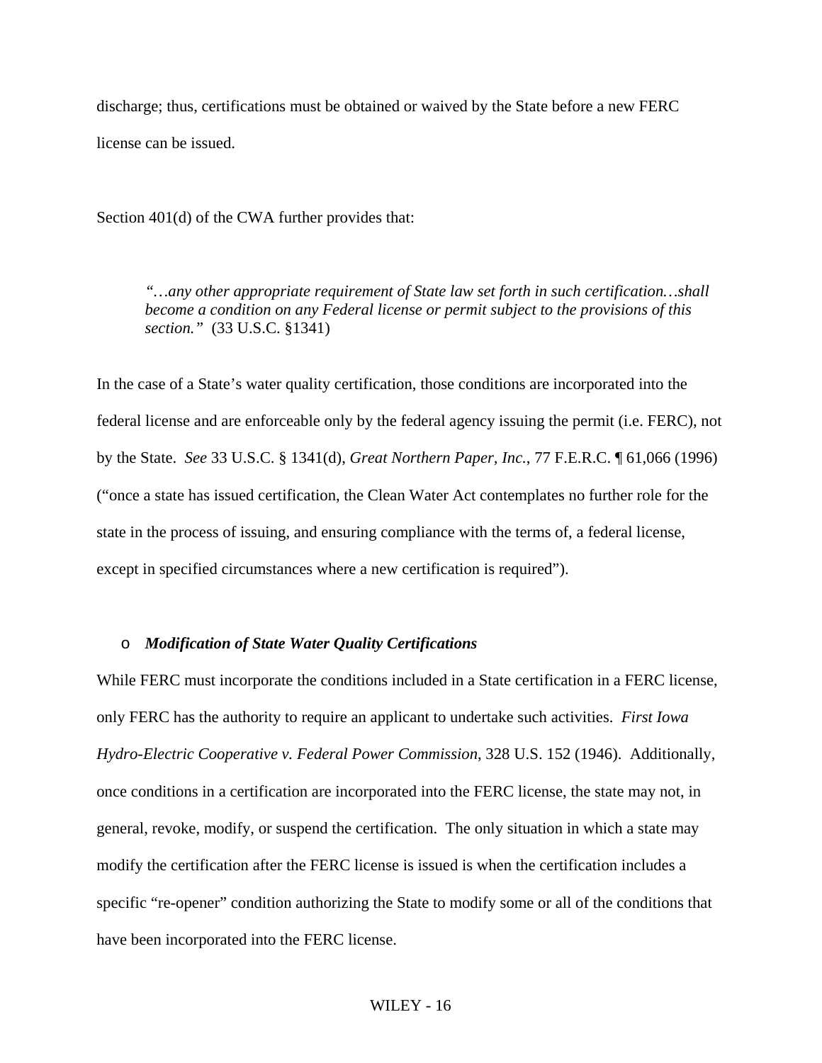discharge; thus, certifications must be obtained or waived by the State before a new FERC license can be issued.

Section 401(d) of the CWA further provides that:

> *"…any other appropriate requirement of State law set forth in such certification…shall become a condition on any Federal license or permit subject to the provisions of this section."* (33 U.S.C. §1341)

In the case of a State's water quality certification, those conditions are incorporated into the federal license and are enforceable only by the federal agency issuing the permit (i.e. FERC), not by the State. *See* 33 U.S.C. § 1341(d), *Great Northern Paper, Inc.*, 77 F.E.R.C. ¶ 61,066 (1996) ("once a state has issued certification, the Clean Water Act contemplates no further role for the state in the process of issuing, and ensuring compliance with the terms of, a federal license, except in specified circumstances where a new certification is required").

- ***Modification of State Water Quality Certifications***

While FERC must incorporate the conditions included in a State certification in a FERC license, only FERC has the authority to require an applicant to undertake such activities. *First Iowa Hydro-Electric Cooperative v. Federal Power Commission*, 328 U.S. 152 (1946). Additionally, once conditions in a certification are incorporated into the FERC license, the state may not, in general, revoke, modify, or suspend the certification. The only situation in which a state may modify the certification after the FERC license is issued is when the certification includes a specific "re-opener" condition authorizing the State to modify some or all of the conditions that have been incorporated into the FERC license.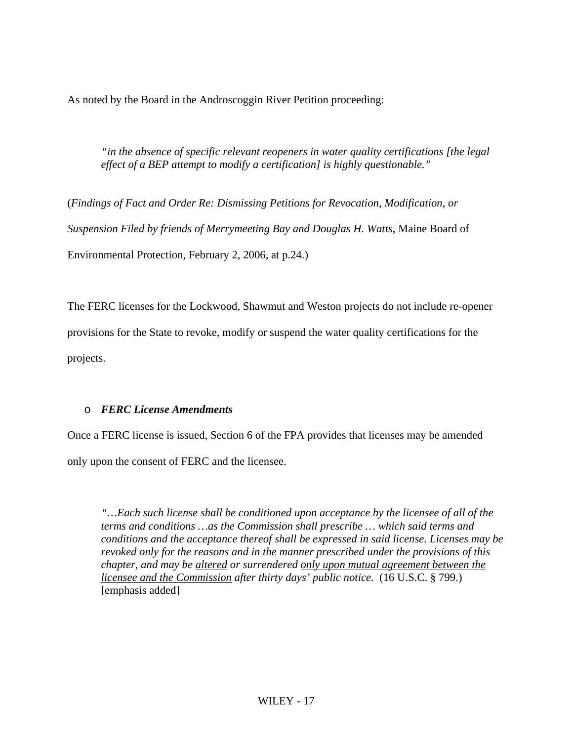As noted by the Board in the Androscoggin River Petition proceeding:

> *"in the absence of specific relevant reopeners in water quality certifications [the legal effect of a BEP attempt to modify a certification] is highly questionable."*

(*Findings of Fact and Order Re: Dismissing Petitions for Revocation, Modification, or Suspension Filed by friends of Merrymeeting Bay and Douglas H. Watts*, Maine Board of Environmental Protection, February 2, 2006, at p.24.)

The FERC licenses for the Lockwood, Shawmut and Weston projects do not include re-opener provisions for the State to revoke, modify or suspend the water quality certifications for the projects.

- ***FERC License Amendments***

Once a FERC license is issued, Section 6 of the FPA provides that licenses may be amended only upon the consent of FERC and the licensee.

> *"…Each such license shall be conditioned upon acceptance by the licensee of all of the terms and conditions …as the Commission shall prescribe … which said terms and conditions and the acceptance thereof shall be expressed in said license. Licenses may be revoked only for the reasons and in the manner prescribed under the provisions of this chapter, and may be <u>altered</u> or surrendered <u>only upon mutual agreement between the licensee and the Commission</u> after thirty days' public notice.* (16 U.S.C. § 799.) [emphasis added]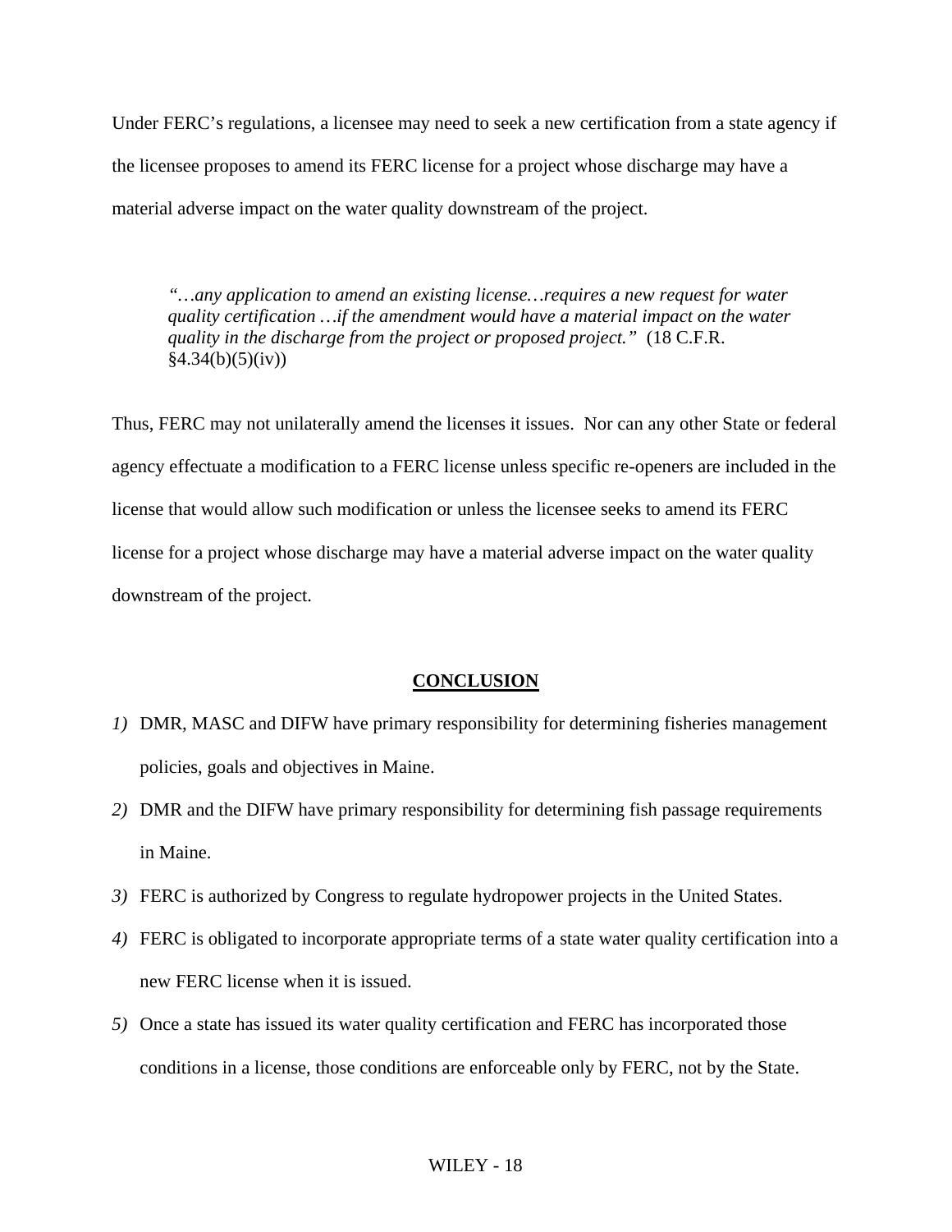Under FERC's regulations, a licensee may need to seek a new certification from a state agency if the licensee proposes to amend its FERC license for a project whose discharge may have a material adverse impact on the water quality downstream of the project.

> *"…any application to amend an existing license…requires a new request for water quality certification …if the amendment would have a material impact on the water quality in the discharge from the project or proposed project."* (18 C.F.R. §4.34(b)(5)(iv))

Thus, FERC may not unilaterally amend the licenses it issues. Nor can any other State or federal agency effectuate a modification to a FERC license unless specific re-openers are included in the license that would allow such modification or unless the licensee seeks to amend its FERC license for a project whose discharge may have a material adverse impact on the water quality downstream of the project.

## CONCLUSION

1) DMR, MASC and DIFW have primary responsibility for determining fisheries management policies, goals and objectives in Maine.
2) DMR and the DIFW have primary responsibility for determining fish passage requirements in Maine.
3) FERC is authorized by Congress to regulate hydropower projects in the United States.
4) FERC is obligated to incorporate appropriate terms of a state water quality certification into a new FERC license when it is issued.
5) Once a state has issued its water quality certification and FERC has incorporated those conditions in a license, those conditions are enforceable only by FERC, not by the State.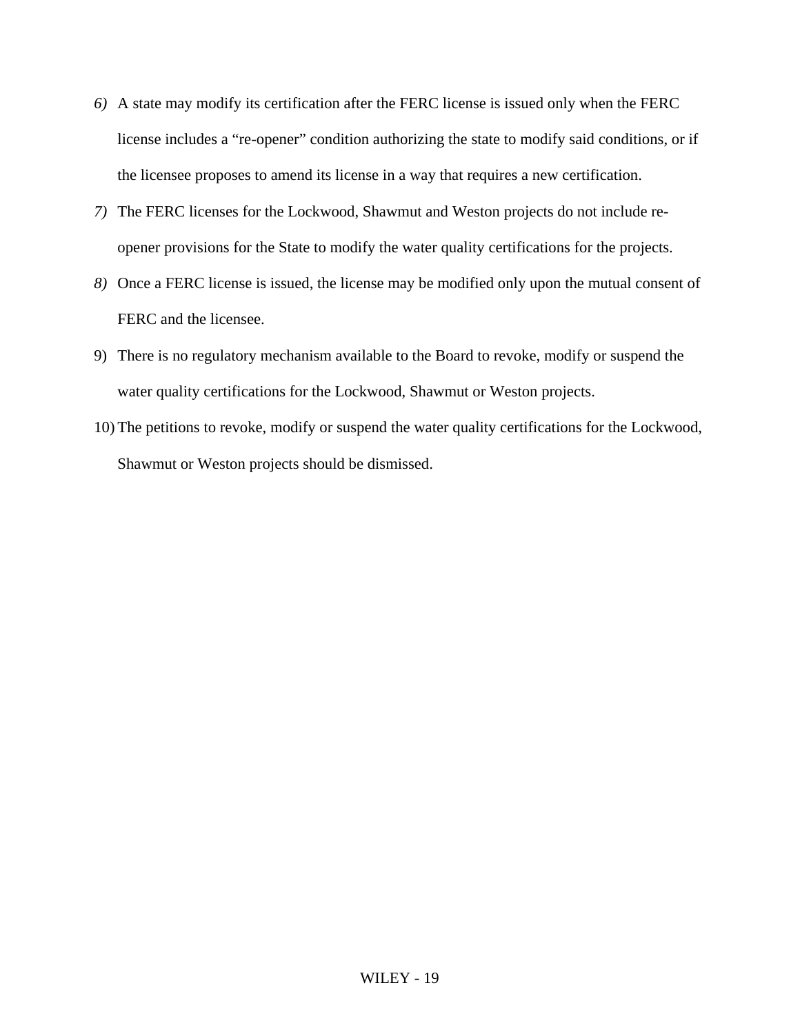6) A state may modify its certification after the FERC license is issued only when the FERC license includes a "re-opener" condition authorizing the state to modify said conditions, or if the licensee proposes to amend its license in a way that requires a new certification.
7) The FERC licenses for the Lockwood, Shawmut and Weston projects do not include re-opener provisions for the State to modify the water quality certifications for the projects.
8) Once a FERC license is issued, the license may be modified only upon the mutual consent of FERC and the licensee.
9) There is no regulatory mechanism available to the Board to revoke, modify or suspend the water quality certifications for the Lockwood, Shawmut or Weston projects.
10) The petitions to revoke, modify or suspend the water quality certifications for the Lockwood, Shawmut or Weston projects should be dismissed.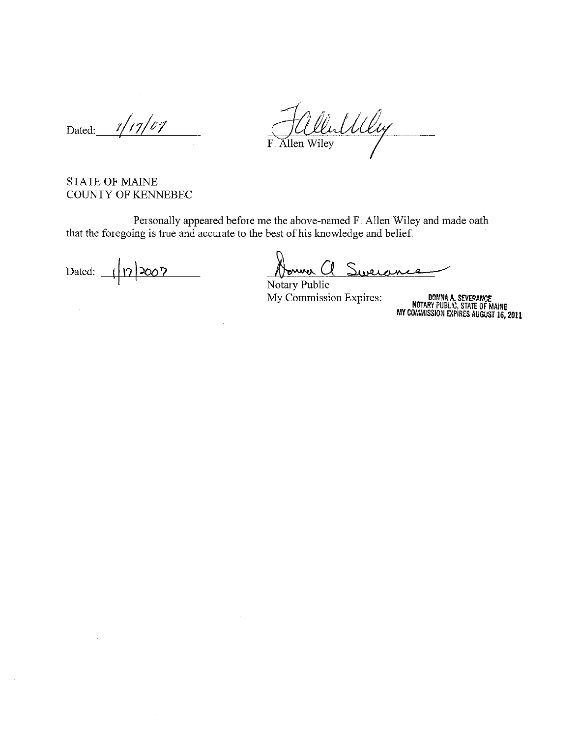Dated: 1/17/07

F. Allen Wiley

STATE OF MAINE
COUNTY OF KENNEBEC

Personally appeared before me the above-named F. Allen Wiley and made oath that the foregoing is true and accurate to the best of his knowledge and belief.

Dated: 1/17/2007

Notary Public
My Commission Expires:

DONNA A. SEVERANCE
NOTARY PUBLIC, STATE OF MAINE
MY COMMISSION EXPIRES AUGUST 16, 2011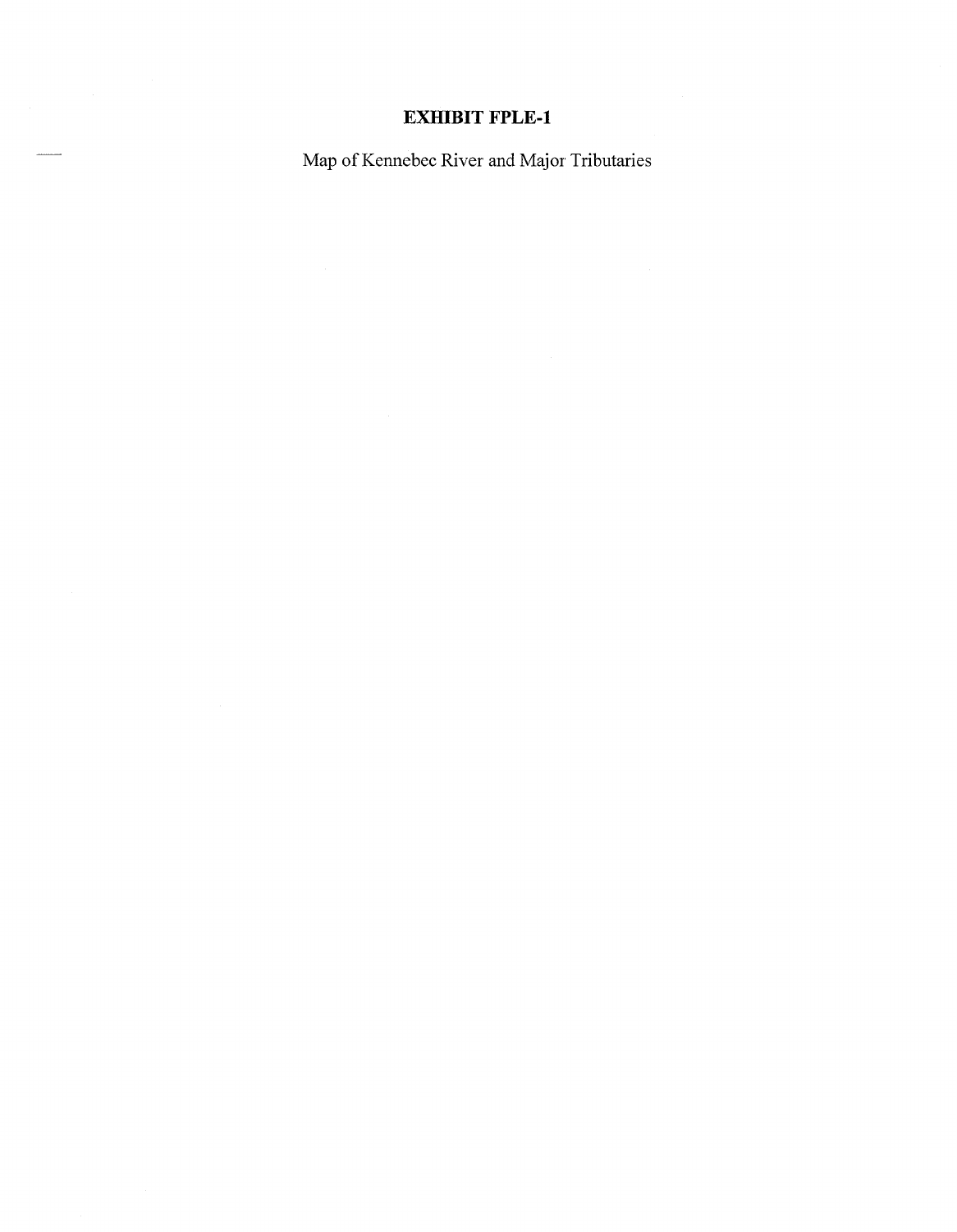## EXHIBIT FPLE-1

Map of Kennebec River and Major Tributaries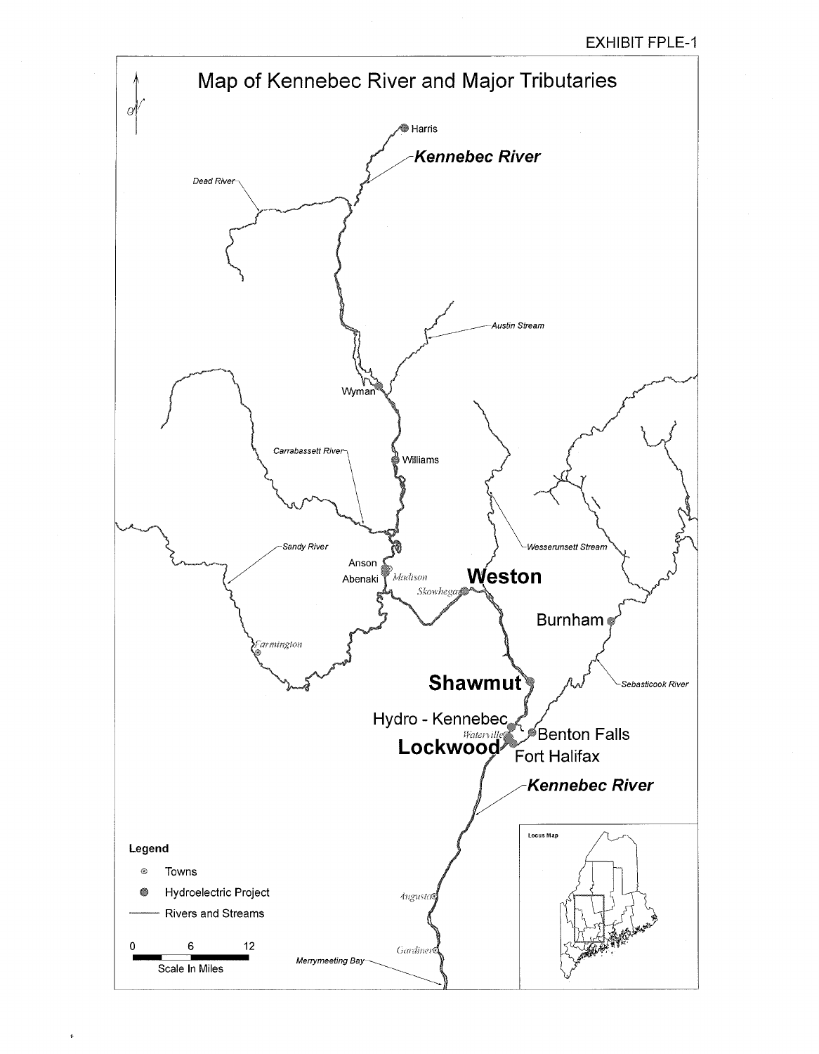EXHIBIT FPLE-1

# Map of Kennebec River and Major Tributaries

Harris

*Kennebec River*

*Dead River*

*Austin Stream*

Wyman

Williams

*Carrabassett River*

*Sandy River*

*Wesserunsett Stream*

Anson

Abenaki

*Madison*

*Skowhegan*

**Weston**

Burnham

*Farmington*

**Shawmut**

*Sebasticook River*

Hydro - Kennebec

*Waterville*

**Lockwood**

Benton Falls

Fort Halifax

*Kennebec River*

**Legend**

- Towns
- Hydroelectric Project
- Rivers and Streams

0 6 12

Scale In Miles

*Augusta*

*Gardiner*

*Merrymeeting Bay*

Locus Map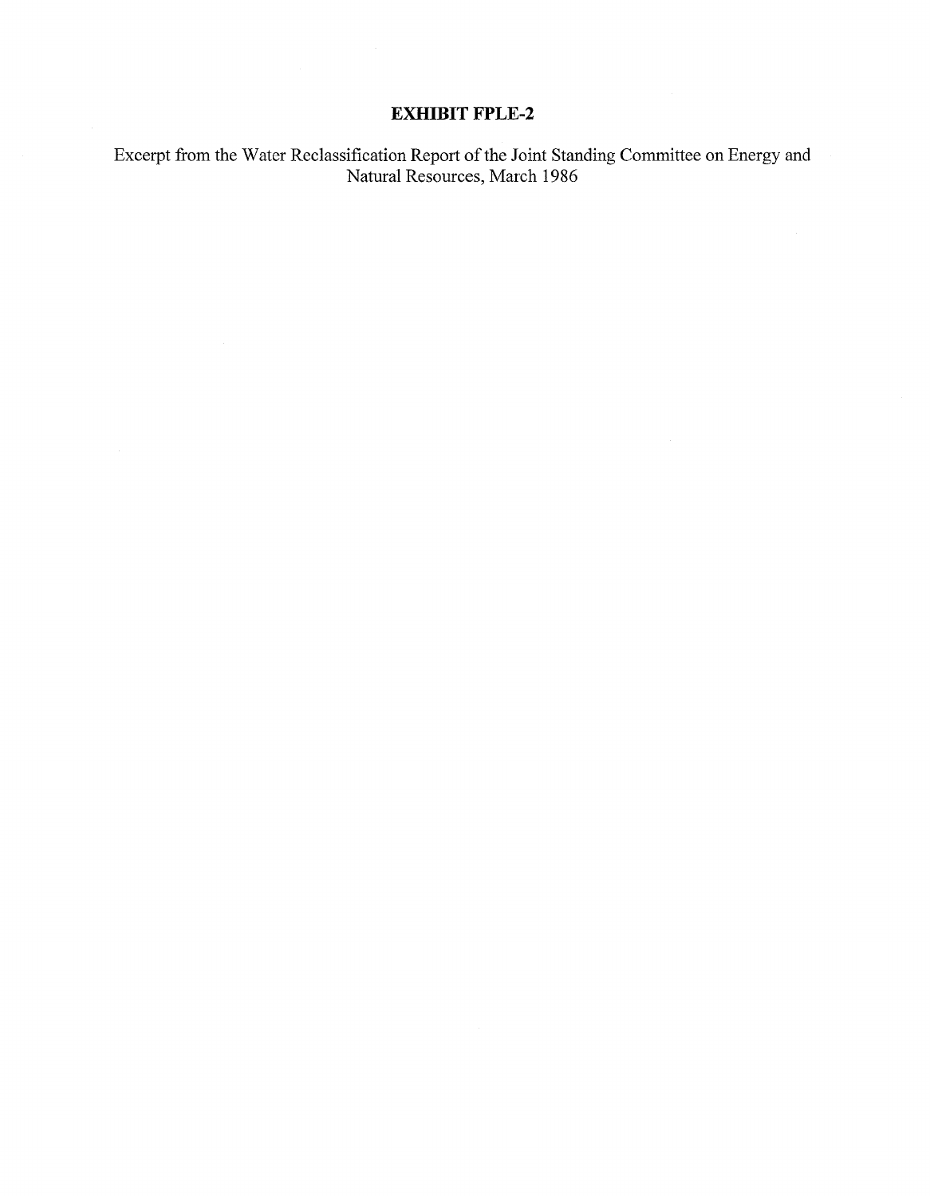# EXHIBIT FPLE-2

Excerpt from the Water Reclassification Report of the Joint Standing Committee on Energy and Natural Resources, March 1986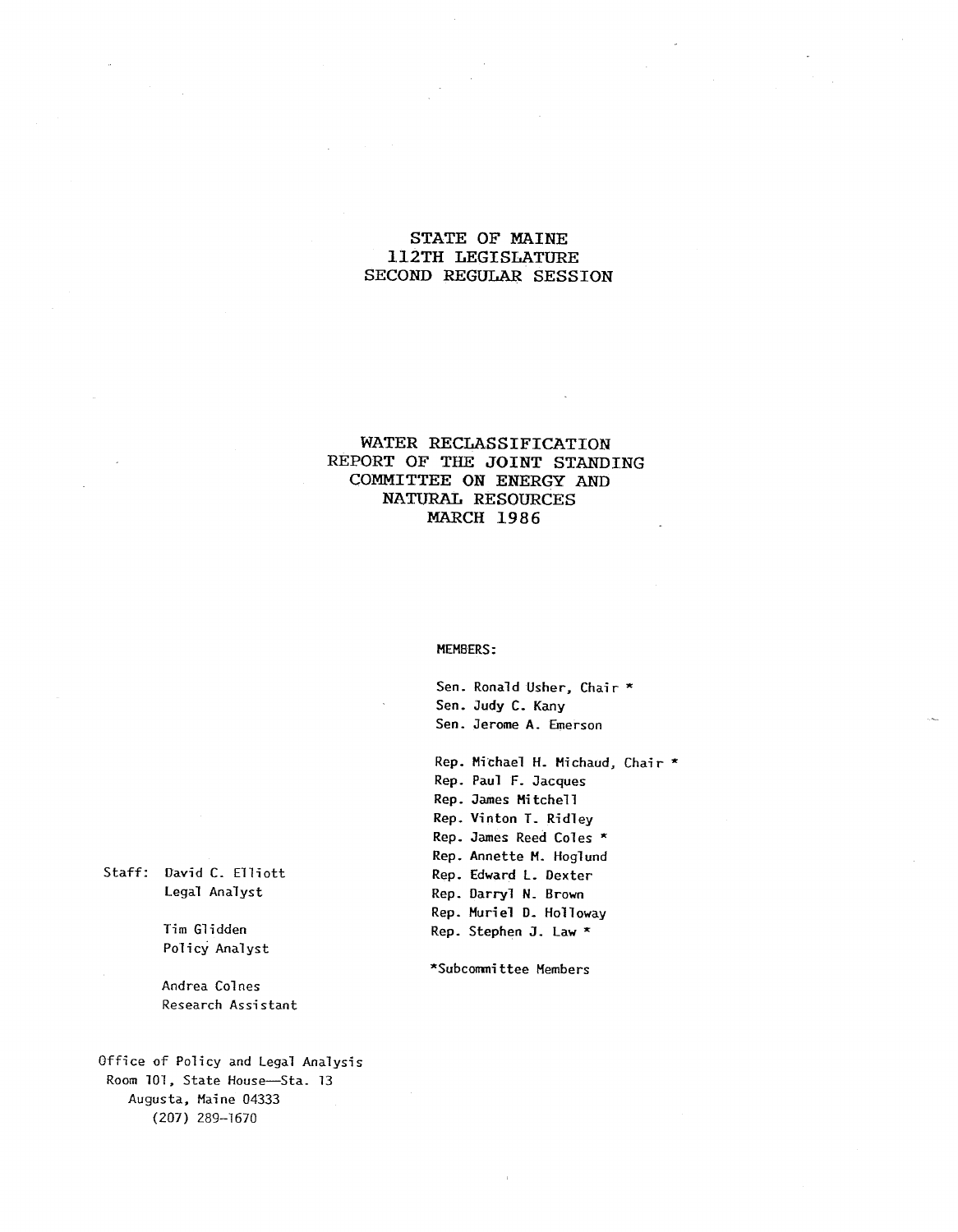# STATE OF MAINE
# 112TH LEGISLATURE
# SECOND REGULAR SESSION

## WATER RECLASSIFICATION
## REPORT OF THE JOINT STANDING COMMITTEE ON ENERGY AND NATURAL RESOURCES
## MARCH 1986

MEMBERS:

Sen. Ronald Usher, Chair *
Sen. Judy C. Kany
Sen. Jerome A. Emerson

Rep. Michael H. Michaud, Chair *
Rep. Paul F. Jacques
Rep. James Mitchell
Rep. Vinton T. Ridley
Rep. James Reed Coles *
Rep. Annette M. Hoglund
Rep. Edward L. Dexter
Rep. Darryl N. Brown
Rep. Muriel D. Holloway
Rep. Stephen J. Law *

*Subcommittee Members

Staff: David C. Elliott
Legal Analyst

Tim Glidden
Policy Analyst

Andrea Colnes
Research Assistant

Office of Policy and Legal Analysis
Room 101, State House—Sta. 13
Augusta, Maine 04333
(207) 289-1670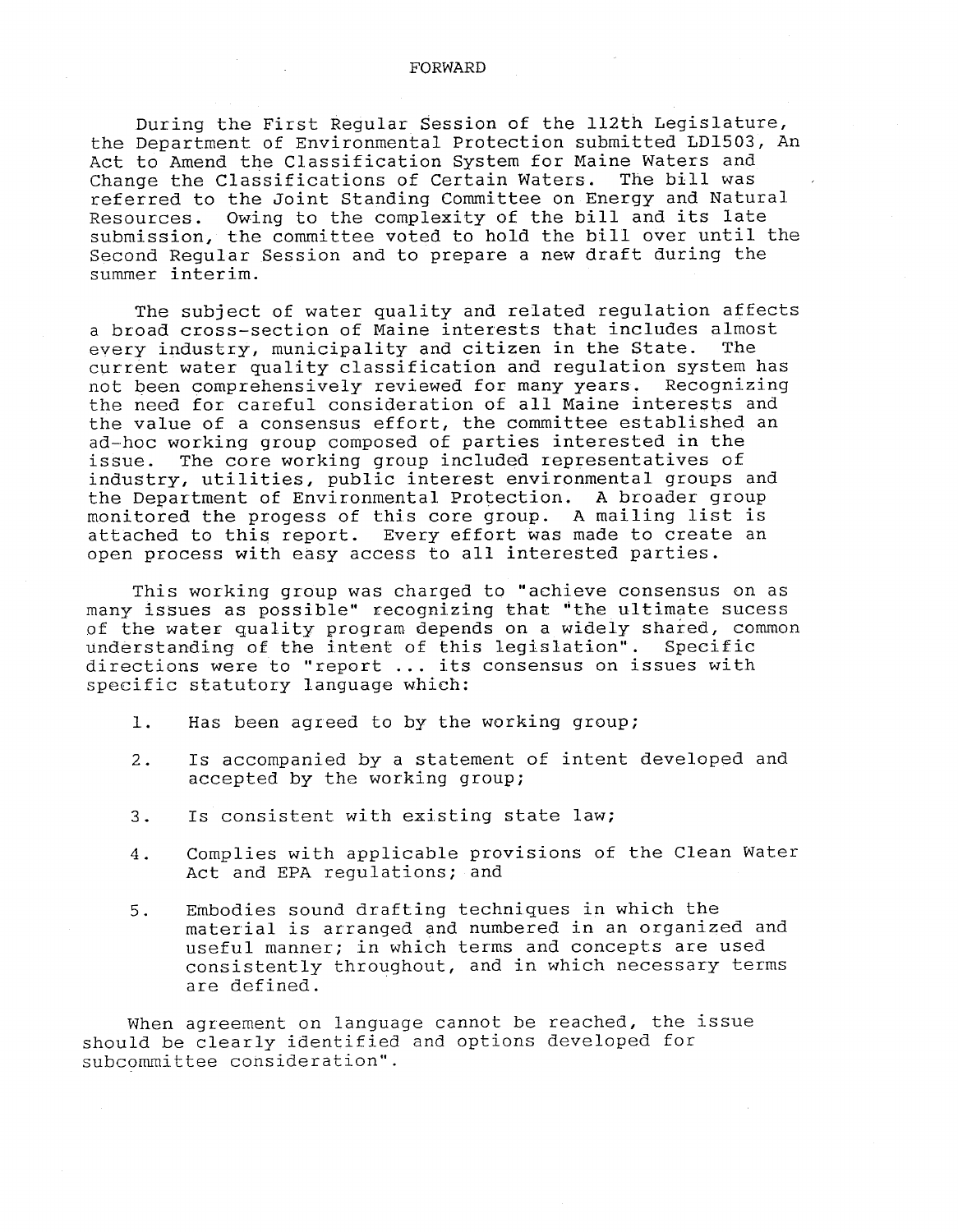# FORWARD

During the First Regular Session of the 112th Legislature, the Department of Environmental Protection submitted LD1503, An Act to Amend the Classification System for Maine Waters and Change the Classifications of Certain Waters. The bill was referred to the Joint Standing Committee on Energy and Natural Resources. Owing to the complexity of the bill and its late submission, the committee voted to hold the bill over until the Second Regular Session and to prepare a new draft during the summer interim.

The subject of water quality and related regulation affects a broad cross-section of Maine interests that includes almost every industry, municipality and citizen in the State. The current water quality classification and regulation system has not been comprehensively reviewed for many years. Recognizing the need for careful consideration of all Maine interests and the value of a consensus effort, the committee established an ad-hoc working group composed of parties interested in the issue. The core working group included representatives of industry, utilities, public interest environmental groups and the Department of Environmental Protection. A broader group monitored the progess of this core group. A mailing list is attached to this report. Every effort was made to create an open process with easy access to all interested parties.

This working group was charged to "achieve consensus on as many issues as possible" recognizing that "the ultimate sucess of the water quality program depends on a widely shared, common understanding of the intent of this legislation". Specific directions were to "report ... its consensus on issues with specific statutory language which:

1. Has been agreed to by the working group;
2. Is accompanied by a statement of intent developed and accepted by the working group;
3. Is consistent with existing state law;
4. Complies with applicable provisions of the Clean Water Act and EPA regulations; and
5. Embodies sound drafting techniques in which the material is arranged and numbered in an organized and useful manner; in which terms and concepts are used consistently throughout, and in which necessary terms are defined.

When agreement on language cannot be reached, the issue should be clearly identified and options developed for subcommittee consideration".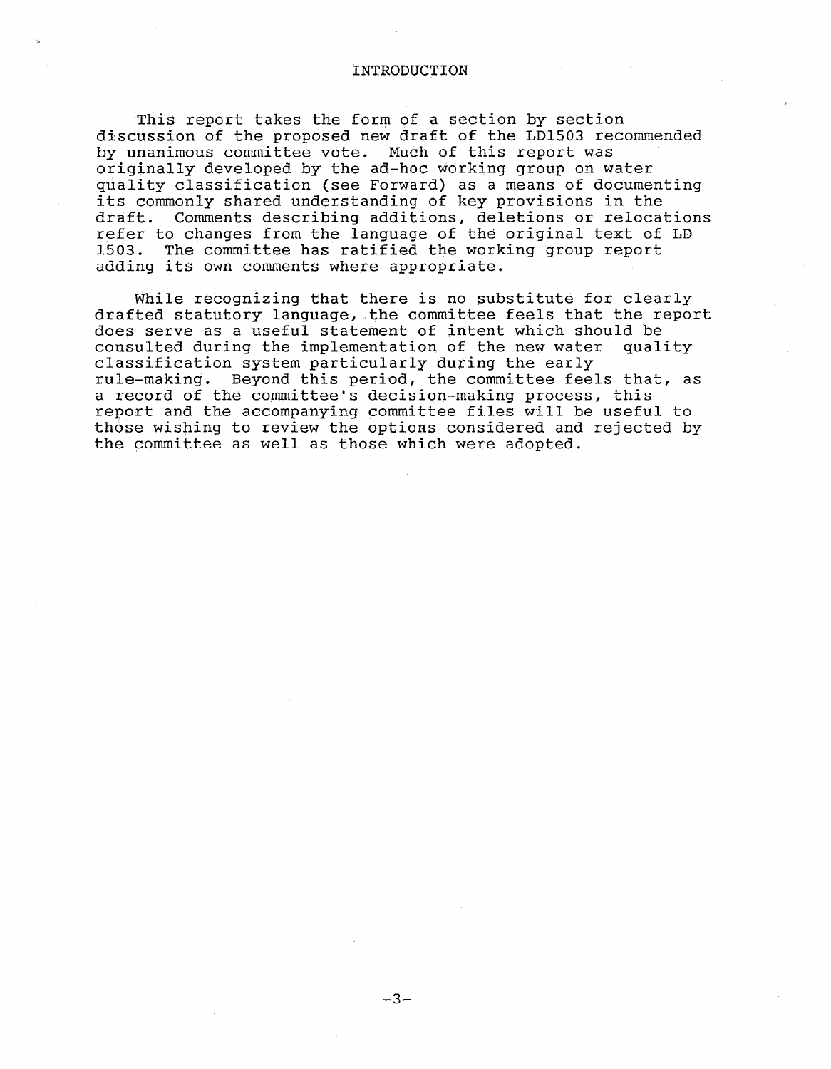# INTRODUCTION

This report takes the form of a section by section discussion of the proposed new draft of the LD1503 recommended by unanimous committee vote. Much of this report was originally developed by the ad-hoc working group on water quality classification (see Forward) as a means of documenting its commonly shared understanding of key provisions in the draft. Comments describing additions, deletions or relocations refer to changes from the language of the original text of LD 1503. The committee has ratified the working group report adding its own comments where appropriate.

While recognizing that there is no substitute for clearly drafted statutory language, the committee feels that the report does serve as a useful statement of intent which should be consulted during the implementation of the new water quality classification system particularly during the early rule-making. Beyond this period, the committee feels that, as a record of the committee's decision-making process, this report and the accompanying committee files will be useful to those wishing to review the options considered and rejected by the committee as well as those which were adopted.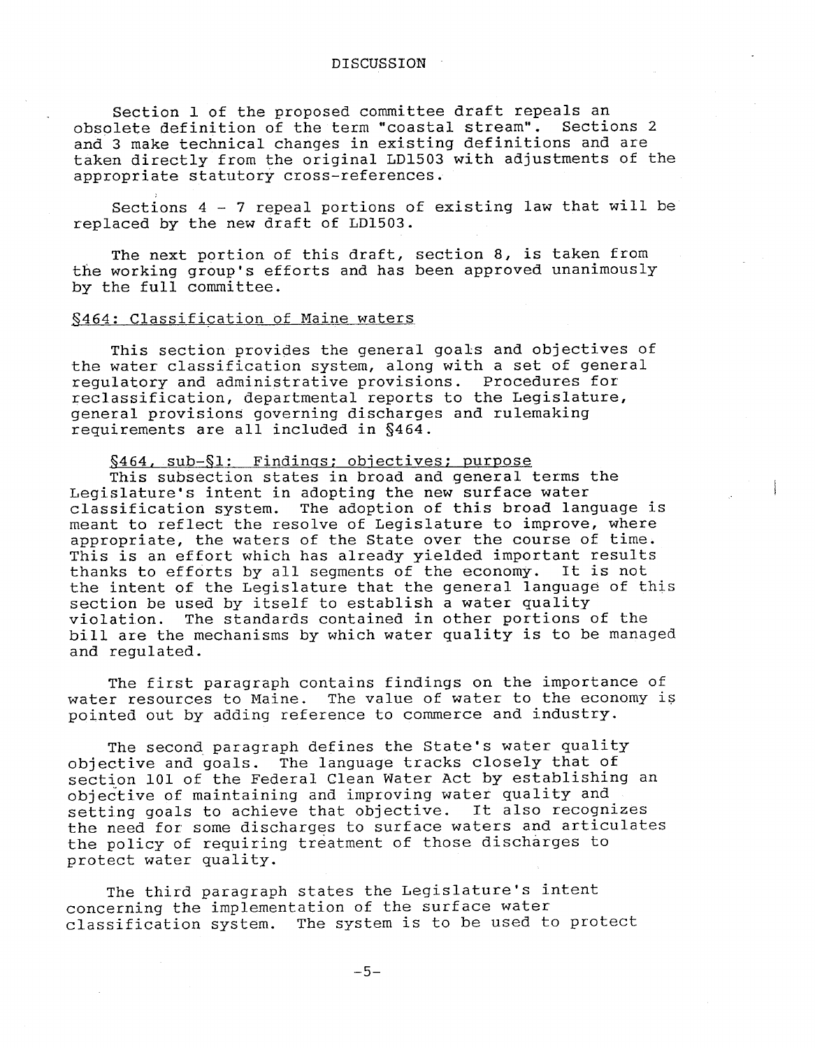# DISCUSSION

Section 1 of the proposed committee draft repeals an obsolete definition of the term "coastal stream". Sections 2 and 3 make technical changes in existing definitions and are taken directly from the original LD1503 with adjustments of the appropriate statutory cross-references.

Sections 4 - 7 repeal portions of existing law that will be replaced by the new draft of LD1503.

The next portion of this draft, section 8, is taken from the working group's efforts and has been approved unanimously by the full committee.

## §464: Classification of Maine waters

This section provides the general goals and objectives of the water classification system, along with a set of general regulatory and administrative provisions. Procedures for reclassification, departmental reports to the Legislature, general provisions governing discharges and rulemaking requirements are all included in §464.

### §464, sub-§1: Findings; objectives; purpose

This subsection states in broad and general terms the Legislature's intent in adopting the new surface water classification system. The adoption of this broad language is meant to reflect the resolve of Legislature to improve, where appropriate, the waters of the State over the course of time. This is an effort which has already yielded important results thanks to efforts by all segments of the economy. It is not the intent of the Legislature that the general language of this section be used by itself to establish a water quality violation. The standards contained in other portions of the bill are the mechanisms by which water quality is to be managed and regulated.

The first paragraph contains findings on the importance of water resources to Maine. The value of water to the economy is pointed out by adding reference to commerce and industry.

The second paragraph defines the State's water quality objective and goals. The language tracks closely that of section 101 of the Federal Clean Water Act by establishing an objective of maintaining and improving water quality and setting goals to achieve that objective. It also recognizes the need for some discharges to surface waters and articulates the policy of requiring treatment of those discharges to protect water quality.

The third paragraph states the Legislature's intent concerning the implementation of the surface water classification system. The system is to be used to protect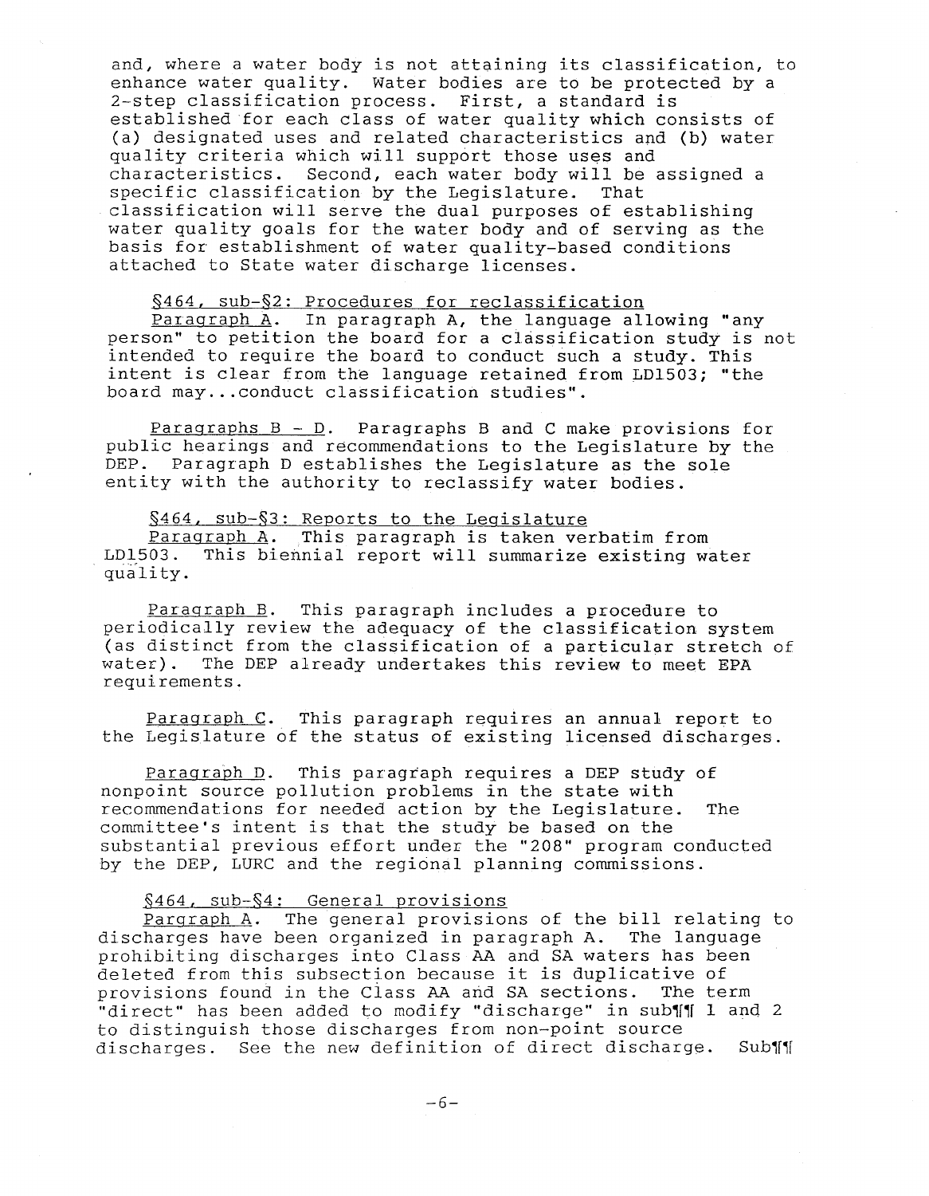and, where a water body is not attaining its classification, to enhance water quality. Water bodies are to be protected by a 2-step classification process. First, a standard is established for each class of water quality which consists of (a) designated uses and related characteristics and (b) water quality criteria which will support those uses and characteristics. Second, each water body will be assigned a specific classification by the Legislature. That classification will serve the dual purposes of establishing water quality goals for the water body and of serving as the basis for establishment of water quality-based conditions attached to State water discharge licenses.

§464, sub-§2: Procedures for reclassification

Paragraph A. In paragraph A, the language allowing "any person" to petition the board for a classification study is not intended to require the board to conduct such a study. This intent is clear from the language retained from LD1503; "the board may...conduct classification studies".

Paragraphs B - D. Paragraphs B and C make provisions for public hearings and recommendations to the Legislature by the DEP. Paragraph D establishes the Legislature as the sole entity with the authority to reclassify water bodies.

§464, sub-§3: Reports to the Legislature

Paragraph A. This paragraph is taken verbatim from LD1503. This biennial report will summarize existing water quality.

Paragraph B. This paragraph includes a procedure to periodically review the adequacy of the classification system (as distinct from the classification of a particular stretch of water). The DEP already undertakes this review to meet EPA requirements.

Paragraph C. This paragraph requires an annual report to the Legislature of the status of existing licensed discharges.

Paragraph D. This paragraph requires a DEP study of nonpoint source pollution problems in the state with recommendations for needed action by the Legislature. The committee's intent is that the study be based on the substantial previous effort under the "208" program conducted by the DEP, LURC and the regional planning commissions.

§464, sub-§4: General provisions

Pargraph A. The general provisions of the bill relating to discharges have been organized in paragraph A. The language prohibiting discharges into Class AA and SA waters has been deleted from this subsection because it is duplicative of provisions found in the Class AA and SA sections. The term "direct" has been added to modify "discharge" in sub¶¶ 1 and 2 to distinguish those discharges from non-point source discharges. See the new definition of direct discharge. Sub¶¶